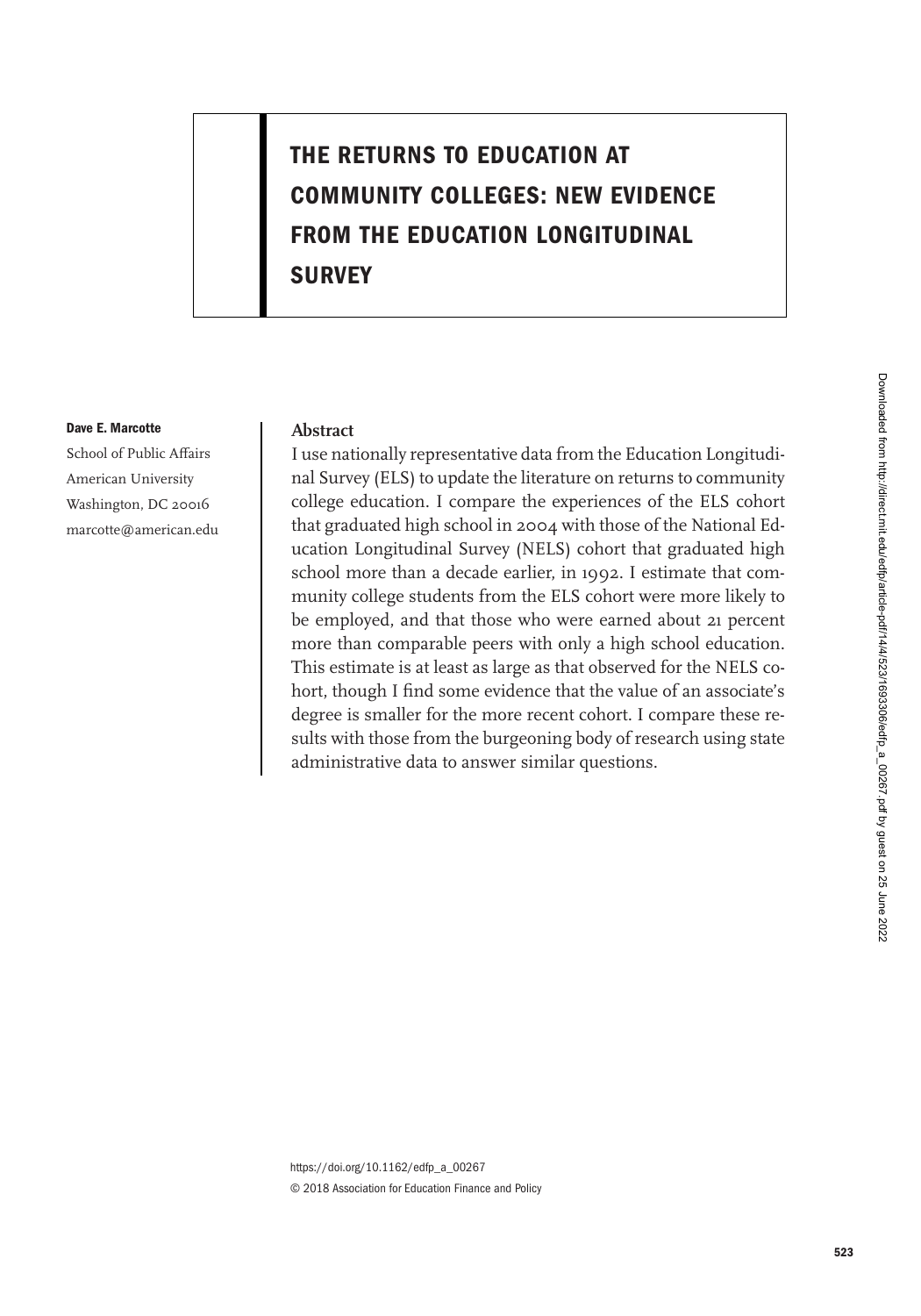# THE RETURNS TO EDUCATION AT COMMUNITY COLLEGES: NEW EVIDENCE FROM THE EDUCATION LONGITUDINAL SURVEY

**Dave E. Marcotte**

School of Public Affairs
American University
Washington, DC 20016
marcotte@american.edu

## Abstract

I use nationally representative data from the Education Longitudinal Survey (ELS) to update the literature on returns to community college education. I compare the experiences of the ELS cohort that graduated high school in 2004 with those of the National Education Longitudinal Survey (NELS) cohort that graduated high school more than a decade earlier, in 1992. I estimate that community college students from the ELS cohort were more likely to be employed, and that those who were earned about 21 percent more than comparable peers with only a high school education. This estimate is at least as large as that observed for the NELS cohort, though I find some evidence that the value of an associate's degree is smaller for the more recent cohort. I compare these results with those from the burgeoning body of research using state administrative data to answer similar questions.

https://doi.org/10.1162/edfp_a_00267
© 2018 Association for Education Finance and Policy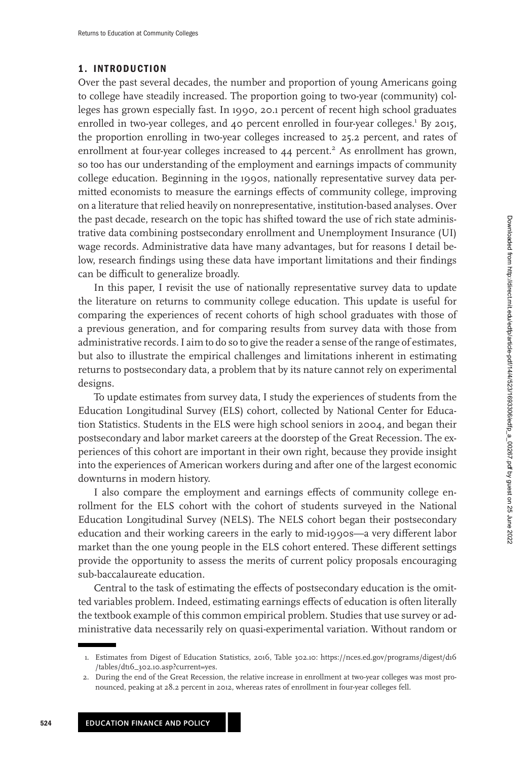## 1. INTRODUCTION

Over the past several decades, the number and proportion of young Americans going to college have steadily increased. The proportion going to two-year (community) colleges has grown especially fast. In 1990, 20.1 percent of recent high school graduates enrolled in two-year colleges, and 40 percent enrolled in four-year colleges.[1] By 2015, the proportion enrolling in two-year colleges increased to 25.2 percent, and rates of enrollment at four-year colleges increased to 44 percent.[2] As enrollment has grown, so too has our understanding of the employment and earnings impacts of community college education. Beginning in the 1990s, nationally representative survey data permitted economists to measure the earnings effects of community college, improving on a literature that relied heavily on nonrepresentative, institution-based analyses. Over the past decade, research on the topic has shifted toward the use of rich state administrative data combining postsecondary enrollment and Unemployment Insurance (UI) wage records. Administrative data have many advantages, but for reasons I detail below, research findings using these data have important limitations and their findings can be difficult to generalize broadly.

In this paper, I revisit the use of nationally representative survey data to update the literature on returns to community college education. This update is useful for comparing the experiences of recent cohorts of high school graduates with those of a previous generation, and for comparing results from survey data with those from administrative records. I aim to do so to give the reader a sense of the range of estimates, but also to illustrate the empirical challenges and limitations inherent in estimating returns to postsecondary data, a problem that by its nature cannot rely on experimental designs.

To update estimates from survey data, I study the experiences of students from the Education Longitudinal Survey (ELS) cohort, collected by National Center for Education Statistics. Students in the ELS were high school seniors in 2004, and began their postsecondary and labor market careers at the doorstep of the Great Recession. The experiences of this cohort are important in their own right, because they provide insight into the experiences of American workers during and after one of the largest economic downturns in modern history.

I also compare the employment and earnings effects of community college enrollment for the ELS cohort with the cohort of students surveyed in the National Education Longitudinal Survey (NELS). The NELS cohort began their postsecondary education and their working careers in the early to mid-1990s—a very different labor market than the one young people in the ELS cohort entered. These different settings provide the opportunity to assess the merits of current policy proposals encouraging sub-baccalaureate education.

Central to the task of estimating the effects of postsecondary education is the omitted variables problem. Indeed, estimating earnings effects of education is often literally the textbook example of this common empirical problem. Studies that use survey or administrative data necessarily rely on quasi-experimental variation. Without random or

1. Estimates from Digest of Education Statistics, 2016, Table 302.10: https://nces.ed.gov/programs/digest/d16/tables/dt16_302.10.asp?current=yes.
2. During the end of the Great Recession, the relative increase in enrollment at two-year colleges was most pronounced, peaking at 28.2 percent in 2012, whereas rates of enrollment in four-year colleges fell.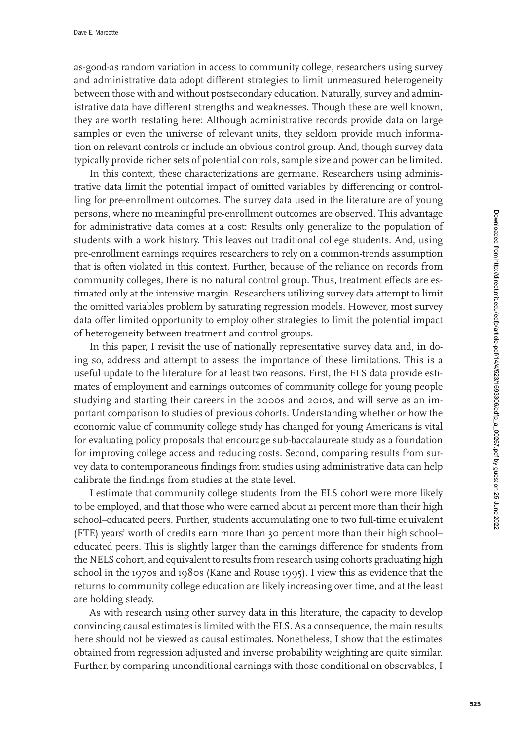as-good-as random variation in access to community college, researchers using survey and administrative data adopt different strategies to limit unmeasured heterogeneity between those with and without postsecondary education. Naturally, survey and administrative data have different strengths and weaknesses. Though these are well known, they are worth restating here: Although administrative records provide data on large samples or even the universe of relevant units, they seldom provide much information on relevant controls or include an obvious control group. And, though survey data typically provide richer sets of potential controls, sample size and power can be limited.

In this context, these characterizations are germane. Researchers using administrative data limit the potential impact of omitted variables by differencing or controlling for pre-enrollment outcomes. The survey data used in the literature are of young persons, where no meaningful pre-enrollment outcomes are observed. This advantage for administrative data comes at a cost: Results only generalize to the population of students with a work history. This leaves out traditional college students. And, using pre-enrollment earnings requires researchers to rely on a common-trends assumption that is often violated in this context. Further, because of the reliance on records from community colleges, there is no natural control group. Thus, treatment effects are estimated only at the intensive margin. Researchers utilizing survey data attempt to limit the omitted variables problem by saturating regression models. However, most survey data offer limited opportunity to employ other strategies to limit the potential impact of heterogeneity between treatment and control groups.

In this paper, I revisit the use of nationally representative survey data and, in doing so, address and attempt to assess the importance of these limitations. This is a useful update to the literature for at least two reasons. First, the ELS data provide estimates of employment and earnings outcomes of community college for young people studying and starting their careers in the 2000s and 2010s, and will serve as an important comparison to studies of previous cohorts. Understanding whether or how the economic value of community college study has changed for young Americans is vital for evaluating policy proposals that encourage sub-baccalaureate study as a foundation for improving college access and reducing costs. Second, comparing results from survey data to contemporaneous findings from studies using administrative data can help calibrate the findings from studies at the state level.

I estimate that community college students from the ELS cohort were more likely to be employed, and that those who were earned about 21 percent more than their high school–educated peers. Further, students accumulating one to two full-time equivalent (FTE) years' worth of credits earn more than 30 percent more than their high school–educated peers. This is slightly larger than the earnings difference for students from the NELS cohort, and equivalent to results from research using cohorts graduating high school in the 1970s and 1980s (Kane and Rouse 1995). I view this as evidence that the returns to community college education are likely increasing over time, and at the least are holding steady.

As with research using other survey data in this literature, the capacity to develop convincing causal estimates is limited with the ELS. As a consequence, the main results here should not be viewed as causal estimates. Nonetheless, I show that the estimates obtained from regression adjusted and inverse probability weighting are quite similar. Further, by comparing unconditional earnings with those conditional on observables, I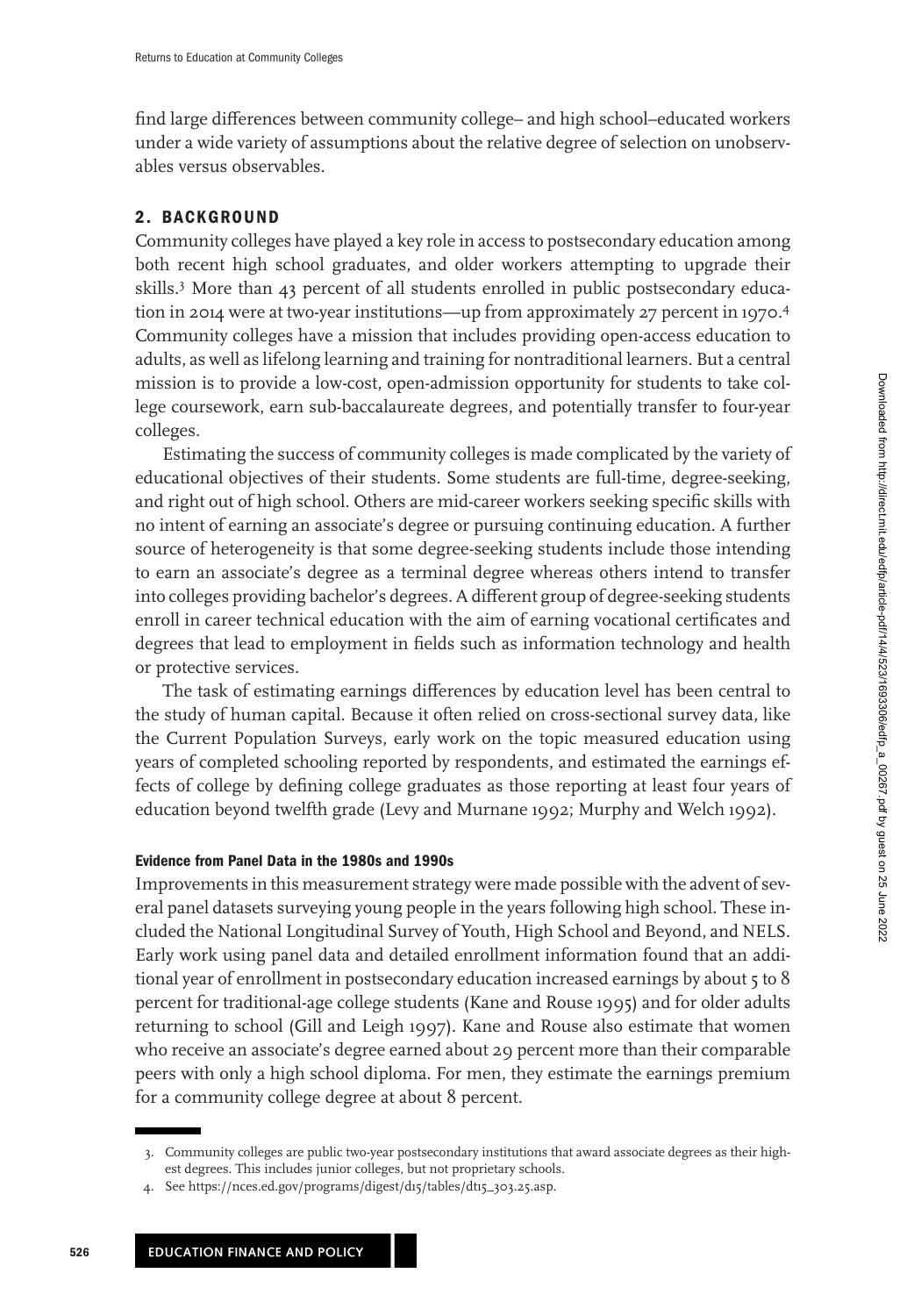find large differences between community college– and high school–educated workers under a wide variety of assumptions about the relative degree of selection on unobservables versus observables.

## 2. BACKGROUND

Community colleges have played a key role in access to postsecondary education among both recent high school graduates, and older workers attempting to upgrade their skills.[3] More than 43 percent of all students enrolled in public postsecondary education in 2014 were at two-year institutions—up from approximately 27 percent in 1970.[4] Community colleges have a mission that includes providing open-access education to adults, as well as lifelong learning and training for nontraditional learners. But a central mission is to provide a low-cost, open-admission opportunity for students to take college coursework, earn sub-baccalaureate degrees, and potentially transfer to four-year colleges.

Estimating the success of community colleges is made complicated by the variety of educational objectives of their students. Some students are full-time, degree-seeking, and right out of high school. Others are mid-career workers seeking specific skills with no intent of earning an associate's degree or pursuing continuing education. A further source of heterogeneity is that some degree-seeking students include those intending to earn an associate's degree as a terminal degree whereas others intend to transfer into colleges providing bachelor's degrees. A different group of degree-seeking students enroll in career technical education with the aim of earning vocational certificates and degrees that lead to employment in fields such as information technology and health or protective services.

The task of estimating earnings differences by education level has been central to the study of human capital. Because it often relied on cross-sectional survey data, like the Current Population Surveys, early work on the topic measured education using years of completed schooling reported by respondents, and estimated the earnings effects of college by defining college graduates as those reporting at least four years of education beyond twelfth grade (Levy and Murnane 1992; Murphy and Welch 1992).

### Evidence from Panel Data in the 1980s and 1990s

Improvements in this measurement strategy were made possible with the advent of several panel datasets surveying young people in the years following high school. These included the National Longitudinal Survey of Youth, High School and Beyond, and NELS. Early work using panel data and detailed enrollment information found that an additional year of enrollment in postsecondary education increased earnings by about 5 to 8 percent for traditional-age college students (Kane and Rouse 1995) and for older adults returning to school (Gill and Leigh 1997). Kane and Rouse also estimate that women who receive an associate's degree earned about 29 percent more than their comparable peers with only a high school diploma. For men, they estimate the earnings premium for a community college degree at about 8 percent.

---

3. Community colleges are public two-year postsecondary institutions that award associate degrees as their highest degrees. This includes junior colleges, but not proprietary schools.
4. See https://nces.ed.gov/programs/digest/d15/tables/dt15_303.25.asp.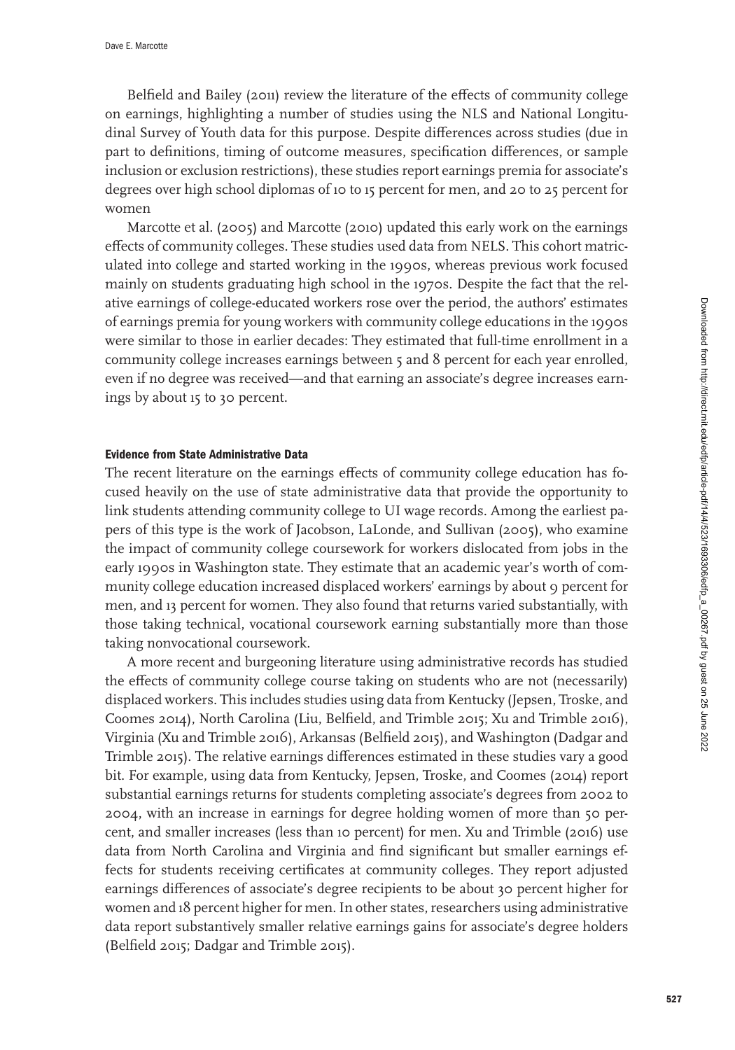Belfield and Bailey (2011) review the literature of the effects of community college on earnings, highlighting a number of studies using the NLS and National Longitudinal Survey of Youth data for this purpose. Despite differences across studies (due in part to definitions, timing of outcome measures, specification differences, or sample inclusion or exclusion restrictions), these studies report earnings premia for associate's degrees over high school diplomas of 10 to 15 percent for men, and 20 to 25 percent for women

Marcotte et al. (2005) and Marcotte (2010) updated this early work on the earnings effects of community colleges. These studies used data from NELS. This cohort matriculated into college and started working in the 1990s, whereas previous work focused mainly on students graduating high school in the 1970s. Despite the fact that the relative earnings of college-educated workers rose over the period, the authors' estimates of earnings premia for young workers with community college educations in the 1990s were similar to those in earlier decades: They estimated that full-time enrollment in a community college increases earnings between 5 and 8 percent for each year enrolled, even if no degree was received—and that earning an associate's degree increases earnings by about 15 to 30 percent.

### Evidence from State Administrative Data

The recent literature on the earnings effects of community college education has focused heavily on the use of state administrative data that provide the opportunity to link students attending community college to UI wage records. Among the earliest papers of this type is the work of Jacobson, LaLonde, and Sullivan (2005), who examine the impact of community college coursework for workers dislocated from jobs in the early 1990s in Washington state. They estimate that an academic year's worth of community college education increased displaced workers' earnings by about 9 percent for men, and 13 percent for women. They also found that returns varied substantially, with those taking technical, vocational coursework earning substantially more than those taking nonvocational coursework.

A more recent and burgeoning literature using administrative records has studied the effects of community college course taking on students who are not (necessarily) displaced workers. This includes studies using data from Kentucky (Jepsen, Troske, and Coomes 2014), North Carolina (Liu, Belfield, and Trimble 2015; Xu and Trimble 2016), Virginia (Xu and Trimble 2016), Arkansas (Belfield 2015), and Washington (Dadgar and Trimble 2015). The relative earnings differences estimated in these studies vary a good bit. For example, using data from Kentucky, Jepsen, Troske, and Coomes (2014) report substantial earnings returns for students completing associate's degrees from 2002 to 2004, with an increase in earnings for degree holding women of more than 50 percent, and smaller increases (less than 10 percent) for men. Xu and Trimble (2016) use data from North Carolina and Virginia and find significant but smaller earnings effects for students receiving certificates at community colleges. They report adjusted earnings differences of associate's degree recipients to be about 30 percent higher for women and 18 percent higher for men. In other states, researchers using administrative data report substantively smaller relative earnings gains for associate's degree holders (Belfield 2015; Dadgar and Trimble 2015).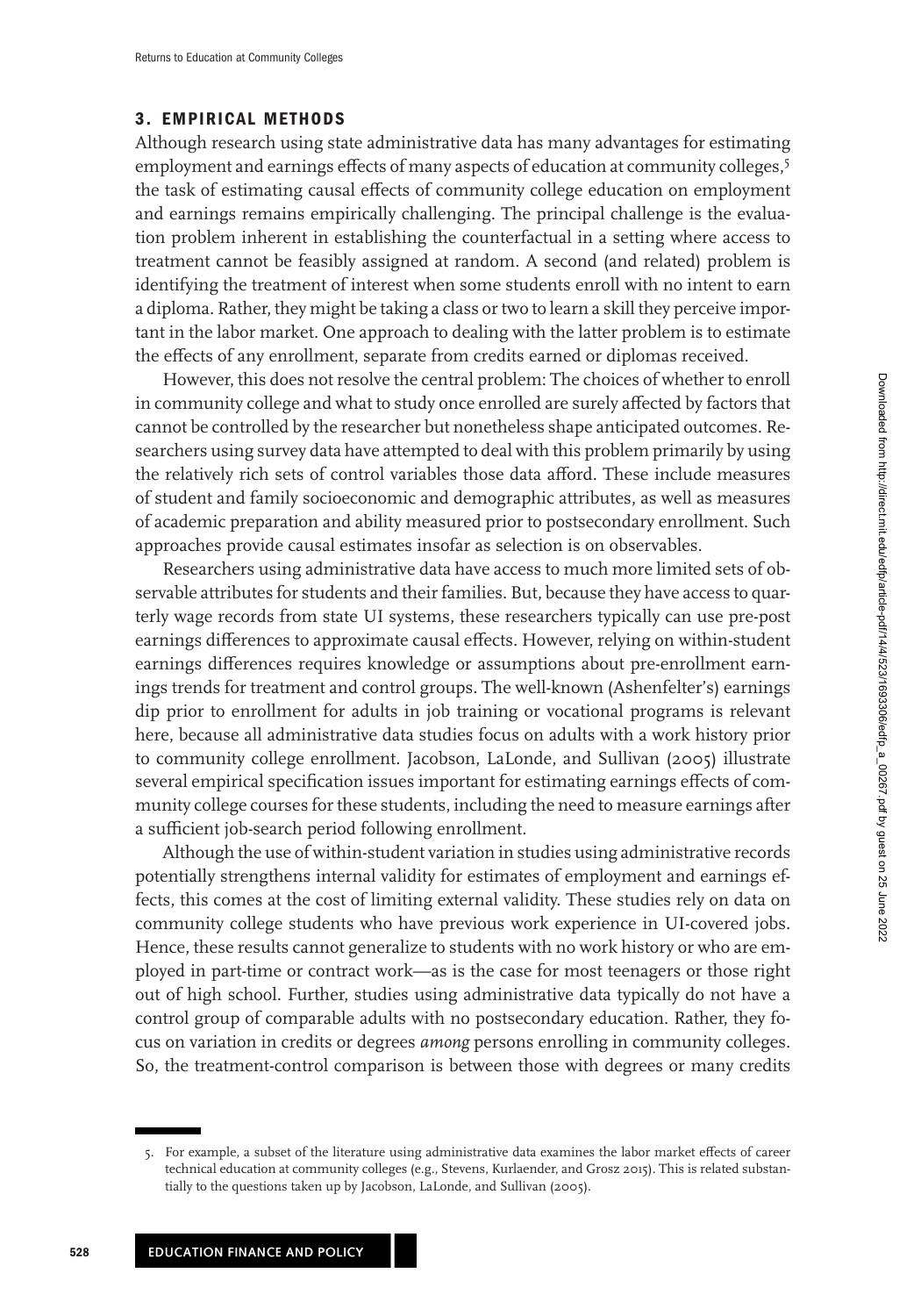## 3. EMPIRICAL METHODS

Although research using state administrative data has many advantages for estimating employment and earnings effects of many aspects of education at community colleges,[5] the task of estimating causal effects of community college education on employment and earnings remains empirically challenging. The principal challenge is the evaluation problem inherent in establishing the counterfactual in a setting where access to treatment cannot be feasibly assigned at random. A second (and related) problem is identifying the treatment of interest when some students enroll with no intent to earn a diploma. Rather, they might be taking a class or two to learn a skill they perceive important in the labor market. One approach to dealing with the latter problem is to estimate the effects of any enrollment, separate from credits earned or diplomas received.

However, this does not resolve the central problem: The choices of whether to enroll in community college and what to study once enrolled are surely affected by factors that cannot be controlled by the researcher but nonetheless shape anticipated outcomes. Researchers using survey data have attempted to deal with this problem primarily by using the relatively rich sets of control variables those data afford. These include measures of student and family socioeconomic and demographic attributes, as well as measures of academic preparation and ability measured prior to postsecondary enrollment. Such approaches provide causal estimates insofar as selection is on observables.

Researchers using administrative data have access to much more limited sets of observable attributes for students and their families. But, because they have access to quarterly wage records from state UI systems, these researchers typically can use pre-post earnings differences to approximate causal effects. However, relying on within-student earnings differences requires knowledge or assumptions about pre-enrollment earnings trends for treatment and control groups. The well-known (Ashenfelter's) earnings dip prior to enrollment for adults in job training or vocational programs is relevant here, because all administrative data studies focus on adults with a work history prior to community college enrollment. Jacobson, LaLonde, and Sullivan (2005) illustrate several empirical specification issues important for estimating earnings effects of community college courses for these students, including the need to measure earnings after a sufficient job-search period following enrollment.

Although the use of within-student variation in studies using administrative records potentially strengthens internal validity for estimates of employment and earnings effects, this comes at the cost of limiting external validity. These studies rely on data on community college students who have previous work experience in UI-covered jobs. Hence, these results cannot generalize to students with no work history or who are employed in part-time or contract work—as is the case for most teenagers or those right out of high school. Further, studies using administrative data typically do not have a control group of comparable adults with no postsecondary education. Rather, they focus on variation in credits or degrees *among* persons enrolling in community colleges. So, the treatment-control comparison is between those with degrees or many credits

---

5. For example, a subset of the literature using administrative data examines the labor market effects of career technical education at community colleges (e.g., Stevens, Kurlaender, and Grosz 2015). This is related substantially to the questions taken up by Jacobson, LaLonde, and Sullivan (2005).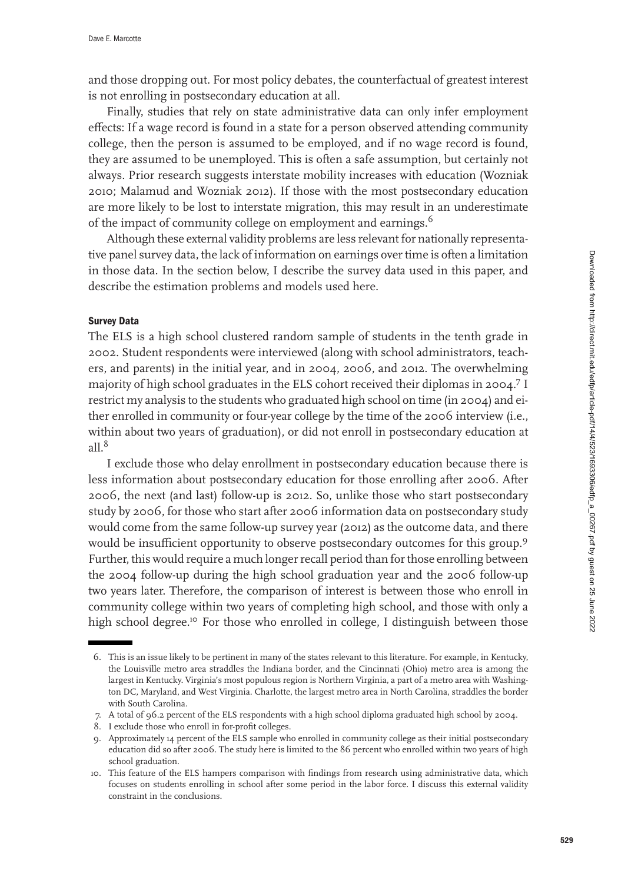and those dropping out. For most policy debates, the counterfactual of greatest interest is not enrolling in postsecondary education at all.

Finally, studies that rely on state administrative data can only infer employment effects: If a wage record is found in a state for a person observed attending community college, then the person is assumed to be employed, and if no wage record is found, they are assumed to be unemployed. This is often a safe assumption, but certainly not always. Prior research suggests interstate mobility increases with education (Wozniak 2010; Malamud and Wozniak 2012). If those with the most postsecondary education are more likely to be lost to interstate migration, this may result in an underestimate of the impact of community college on employment and earnings.[6]

Although these external validity problems are less relevant for nationally representative panel survey data, the lack of information on earnings over time is often a limitation in those data. In the section below, I describe the survey data used in this paper, and describe the estimation problems and models used here.

### Survey Data

The ELS is a high school clustered random sample of students in the tenth grade in 2002. Student respondents were interviewed (along with school administrators, teachers, and parents) in the initial year, and in 2004, 2006, and 2012. The overwhelming majority of high school graduates in the ELS cohort received their diplomas in 2004.[7] I restrict my analysis to the students who graduated high school on time (in 2004) and either enrolled in community or four-year college by the time of the 2006 interview (i.e., within about two years of graduation), or did not enroll in postsecondary education at all.[8]

I exclude those who delay enrollment in postsecondary education because there is less information about postsecondary education for those enrolling after 2006. After 2006, the next (and last) follow-up is 2012. So, unlike those who start postsecondary study by 2006, for those who start after 2006 information data on postsecondary study would come from the same follow-up survey year (2012) as the outcome data, and there would be insufficient opportunity to observe postsecondary outcomes for this group.[9] Further, this would require a much longer recall period than for those enrolling between the 2004 follow-up during the high school graduation year and the 2006 follow-up two years later. Therefore, the comparison of interest is between those who enroll in community college within two years of completing high school, and those with only a high school degree.[10] For those who enrolled in college, I distinguish between those

6. This is an issue likely to be pertinent in many of the states relevant to this literature. For example, in Kentucky, the Louisville metro area straddles the Indiana border, and the Cincinnati (Ohio) metro area is among the largest in Kentucky. Virginia's most populous region is Northern Virginia, a part of a metro area with Washington DC, Maryland, and West Virginia. Charlotte, the largest metro area in North Carolina, straddles the border with South Carolina.

7. A total of 96.2 percent of the ELS respondents with a high school diploma graduated high school by 2004.

8. I exclude those who enroll in for-profit colleges.

9. Approximately 14 percent of the ELS sample who enrolled in community college as their initial postsecondary education did so after 2006. The study here is limited to the 86 percent who enrolled within two years of high school graduation.

10. This feature of the ELS hampers comparison with findings from research using administrative data, which focuses on students enrolling in school after some period in the labor force. I discuss this external validity constraint in the conclusions.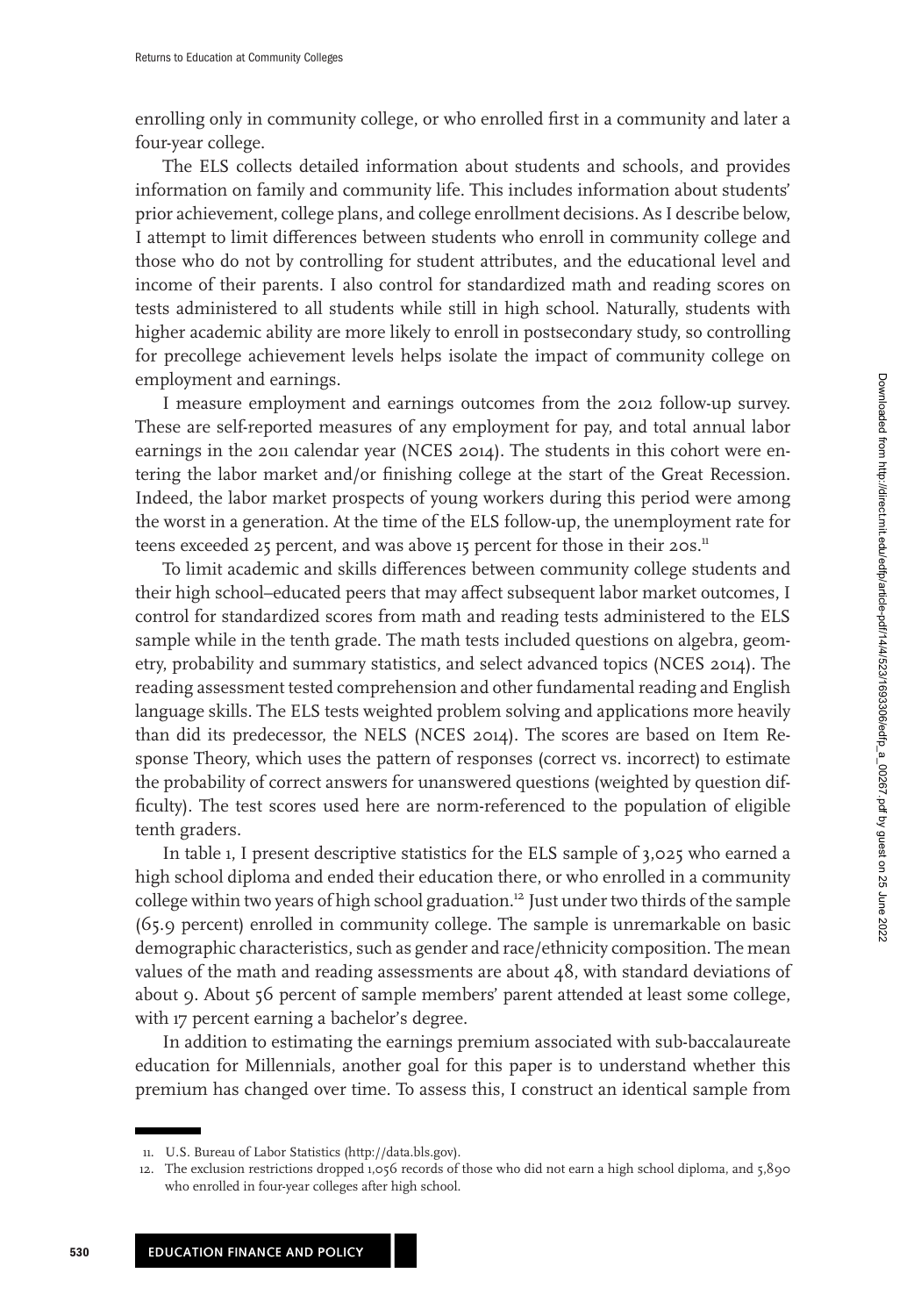enrolling only in community college, or who enrolled first in a community and later a four-year college.

The ELS collects detailed information about students and schools, and provides information on family and community life. This includes information about students' prior achievement, college plans, and college enrollment decisions. As I describe below, I attempt to limit differences between students who enroll in community college and those who do not by controlling for student attributes, and the educational level and income of their parents. I also control for standardized math and reading scores on tests administered to all students while still in high school. Naturally, students with higher academic ability are more likely to enroll in postsecondary study, so controlling for precollege achievement levels helps isolate the impact of community college on employment and earnings.

I measure employment and earnings outcomes from the 2012 follow-up survey. These are self-reported measures of any employment for pay, and total annual labor earnings in the 2011 calendar year (NCES 2014). The students in this cohort were entering the labor market and/or finishing college at the start of the Great Recession. Indeed, the labor market prospects of young workers during this period were among the worst in a generation. At the time of the ELS follow-up, the unemployment rate for teens exceeded 25 percent, and was above 15 percent for those in their 20s.[11]

To limit academic and skills differences between community college students and their high school–educated peers that may affect subsequent labor market outcomes, I control for standardized scores from math and reading tests administered to the ELS sample while in the tenth grade. The math tests included questions on algebra, geometry, probability and summary statistics, and select advanced topics (NCES 2014). The reading assessment tested comprehension and other fundamental reading and English language skills. The ELS tests weighted problem solving and applications more heavily than did its predecessor, the NELS (NCES 2014). The scores are based on Item Response Theory, which uses the pattern of responses (correct vs. incorrect) to estimate the probability of correct answers for unanswered questions (weighted by question difficulty). The test scores used here are norm-referenced to the population of eligible tenth graders.

In table 1, I present descriptive statistics for the ELS sample of 3,025 who earned a high school diploma and ended their education there, or who enrolled in a community college within two years of high school graduation.[12] Just under two thirds of the sample (65.9 percent) enrolled in community college. The sample is unremarkable on basic demographic characteristics, such as gender and race/ethnicity composition. The mean values of the math and reading assessments are about 48, with standard deviations of about 9. About 56 percent of sample members' parent attended at least some college, with 17 percent earning a bachelor's degree.

In addition to estimating the earnings premium associated with sub-baccalaureate education for Millennials, another goal for this paper is to understand whether this premium has changed over time. To assess this, I construct an identical sample from

11. U.S. Bureau of Labor Statistics (http://data.bls.gov).

12. The exclusion restrictions dropped 1,056 records of those who did not earn a high school diploma, and 5,890 who enrolled in four-year colleges after high school.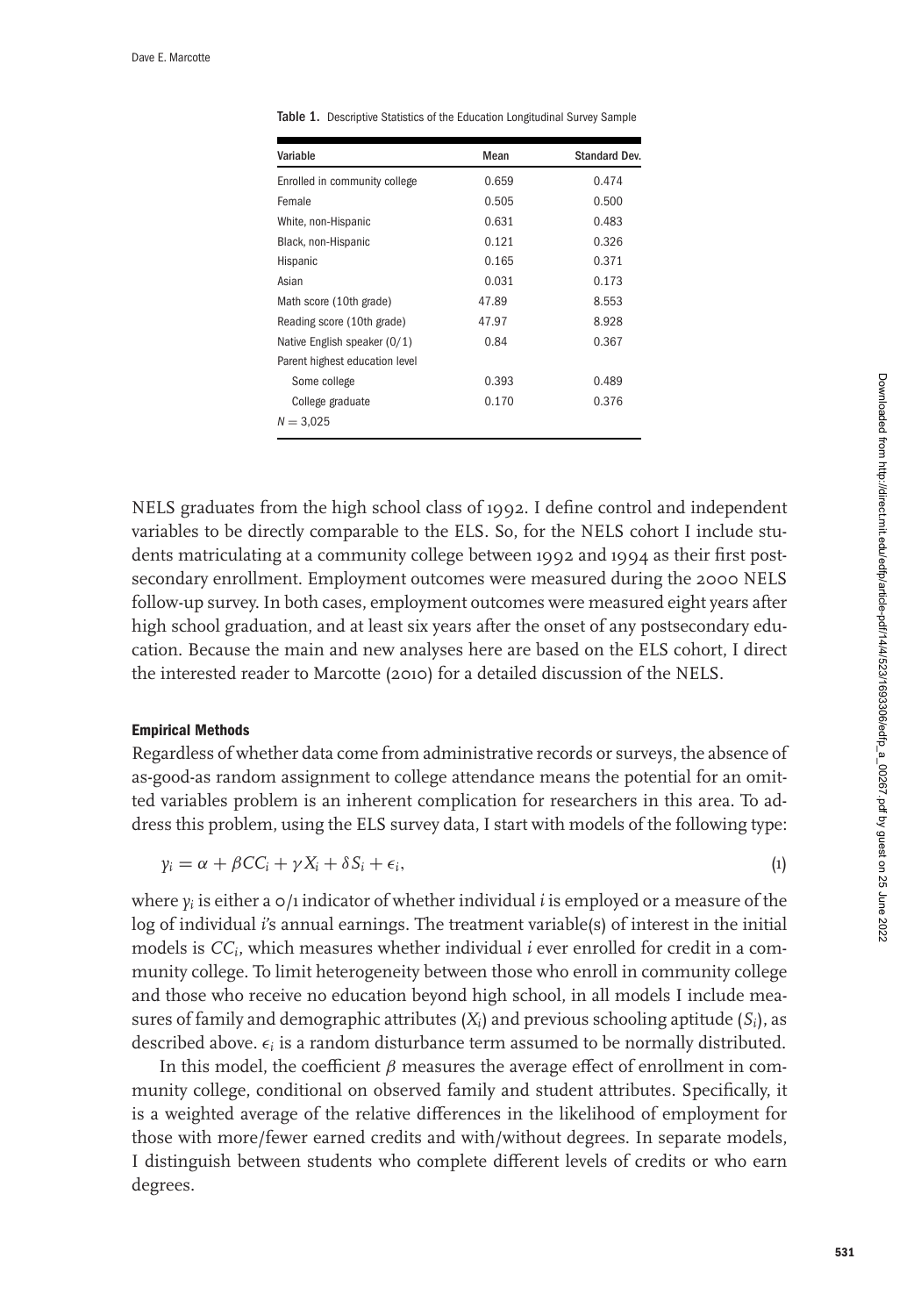Table 1. Descriptive Statistics of the Education Longitudinal Survey Sample

| Variable | Mean | Standard Dev. |
|---|---|---|
| Enrolled in community college | 0.659 | 0.474 |
| Female | 0.505 | 0.500 |
| White, non-Hispanic | 0.631 | 0.483 |
| Black, non-Hispanic | 0.121 | 0.326 |
| Hispanic | 0.165 | 0.371 |
| Asian | 0.031 | 0.173 |
| Math score (10th grade) | 47.89 | 8.553 |
| Reading score (10th grade) | 47.97 | 8.928 |
| Native English speaker (0/1) | 0.84 | 0.367 |
| Parent highest education level | | |
| Some college | 0.393 | 0.489 |
| College graduate | 0.170 | 0.376 |
| $N = 3{,}025$ | | |

NELS graduates from the high school class of 1992. I define control and independent variables to be directly comparable to the ELS. So, for the NELS cohort I include students matriculating at a community college between 1992 and 1994 as their first postsecondary enrollment. Employment outcomes were measured during the 2000 NELS follow-up survey. In both cases, employment outcomes were measured eight years after high school graduation, and at least six years after the onset of any postsecondary education. Because the main and new analyses here are based on the ELS cohort, I direct the interested reader to Marcotte (2010) for a detailed discussion of the NELS.

#### Empirical Methods

Regardless of whether data come from administrative records or surveys, the absence of as-good-as random assignment to college attendance means the potential for an omitted variables problem is an inherent complication for researchers in this area. To address this problem, using the ELS survey data, I start with models of the following type:

$$y_i = \alpha + \beta CC_i + \gamma X_i + \delta S_i + \epsilon_i, \tag{1}$$

where $y_i$ is either a 0/1 indicator of whether individual $i$ is employed or a measure of the log of individual $i$'s annual earnings. The treatment variable(s) of interest in the initial models is $CC_i$, which measures whether individual $i$ ever enrolled for credit in a community college. To limit heterogeneity between those who enroll in community college and those who receive no education beyond high school, in all models I include measures of family and demographic attributes ($X_i$) and previous schooling aptitude ($S_i$), as described above. $\epsilon_i$ is a random disturbance term assumed to be normally distributed.

In this model, the coefficient $\beta$ measures the average effect of enrollment in community college, conditional on observed family and student attributes. Specifically, it is a weighted average of the relative differences in the likelihood of employment for those with more/fewer earned credits and with/without degrees. In separate models, I distinguish between students who complete different levels of credits or who earn degrees.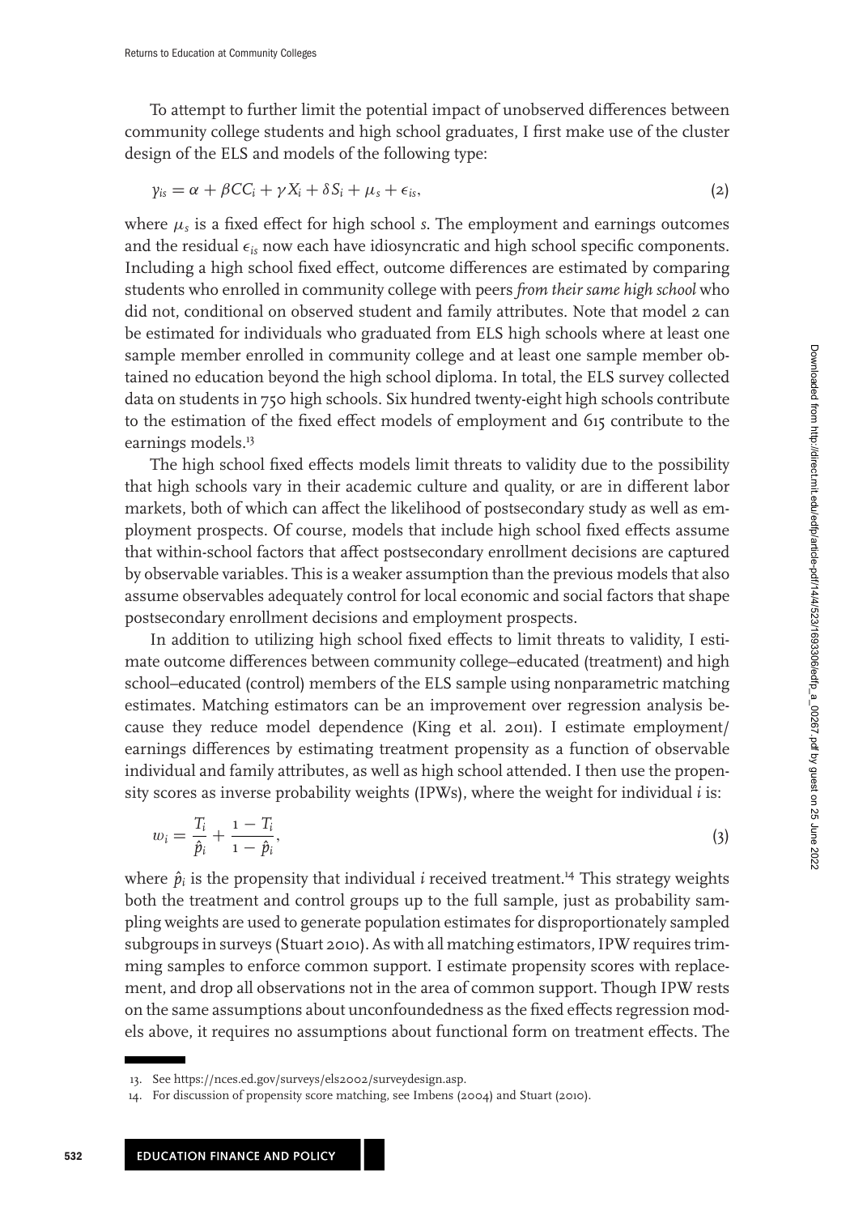To attempt to further limit the potential impact of unobserved differences between community college students and high school graduates, I first make use of the cluster design of the ELS and models of the following type:

$$y_{is} = \alpha + \beta CC_i + \gamma X_i + \delta S_i + \mu_s + \epsilon_{is}, \tag{2}$$

where $\mu_s$ is a fixed effect for high school $s$. The employment and earnings outcomes and the residual $\epsilon_{is}$ now each have idiosyncratic and high school specific components. Including a high school fixed effect, outcome differences are estimated by comparing students who enrolled in community college with peers *from their same high school* who did not, conditional on observed student and family attributes. Note that model 2 can be estimated for individuals who graduated from ELS high schools where at least one sample member enrolled in community college and at least one sample member obtained no education beyond the high school diploma. In total, the ELS survey collected data on students in 750 high schools. Six hundred twenty-eight high schools contribute to the estimation of the fixed effect models of employment and 615 contribute to the earnings models.[13]

The high school fixed effects models limit threats to validity due to the possibility that high schools vary in their academic culture and quality, or are in different labor markets, both of which can affect the likelihood of postsecondary study as well as employment prospects. Of course, models that include high school fixed effects assume that within-school factors that affect postsecondary enrollment decisions are captured by observable variables. This is a weaker assumption than the previous models that also assume observables adequately control for local economic and social factors that shape postsecondary enrollment decisions and employment prospects.

In addition to utilizing high school fixed effects to limit threats to validity, I estimate outcome differences between community college–educated (treatment) and high school–educated (control) members of the ELS sample using nonparametric matching estimates. Matching estimators can be an improvement over regression analysis because they reduce model dependence (King et al. 2011). I estimate employment/earnings differences by estimating treatment propensity as a function of observable individual and family attributes, as well as high school attended. I then use the propensity scores as inverse probability weights (IPWs), where the weight for individual $i$ is:

$$w_i = \frac{T_i}{\hat{p}_i} + \frac{1 - T_i}{1 - \hat{p}_i}, \tag{3}$$

where $\hat{p}_i$ is the propensity that individual $i$ received treatment.[14] This strategy weights both the treatment and control groups up to the full sample, just as probability sampling weights are used to generate population estimates for disproportionately sampled subgroups in surveys (Stuart 2010). As with all matching estimators, IPW requires trimming samples to enforce common support. I estimate propensity scores with replacement, and drop all observations not in the area of common support. Though IPW rests on the same assumptions about unconfoundedness as the fixed effects regression models above, it requires no assumptions about functional form on treatment effects. The

---

13. See https://nces.ed.gov/surveys/els2002/surveydesign.asp.

14. For discussion of propensity score matching, see Imbens (2004) and Stuart (2010).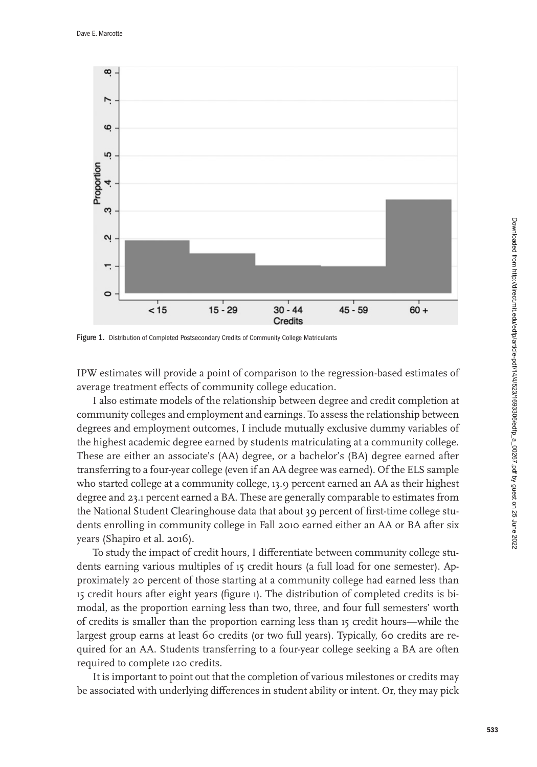Figure 1. Distribution of Completed Postsecondary Credits of Community College Matriculants

IPW estimates will provide a point of comparison to the regression-based estimates of average treatment effects of community college education.

I also estimate models of the relationship between degree and credit completion at community colleges and employment and earnings. To assess the relationship between degrees and employment outcomes, I include mutually exclusive dummy variables of the highest academic degree earned by students matriculating at a community college. These are either an associate's (AA) degree, or a bachelor's (BA) degree earned after transferring to a four-year college (even if an AA degree was earned). Of the ELS sample who started college at a community college, 13.9 percent earned an AA as their highest degree and 23.1 percent earned a BA. These are generally comparable to estimates from the National Student Clearinghouse data that about 39 percent of first-time college students enrolling in community college in Fall 2010 earned either an AA or BA after six years (Shapiro et al. 2016).

To study the impact of credit hours, I differentiate between community college students earning various multiples of 15 credit hours (a full load for one semester). Approximately 20 percent of those starting at a community college had earned less than 15 credit hours after eight years (figure 1). The distribution of completed credits is bimodal, as the proportion earning less than two, three, and four full semesters' worth of credits is smaller than the proportion earning less than 15 credit hours—while the largest group earns at least 60 credits (or two full years). Typically, 60 credits are required for an AA. Students transferring to a four-year college seeking a BA are often required to complete 120 credits.

It is important to point out that the completion of various milestones or credits may be associated with underlying differences in student ability or intent. Or, they may pick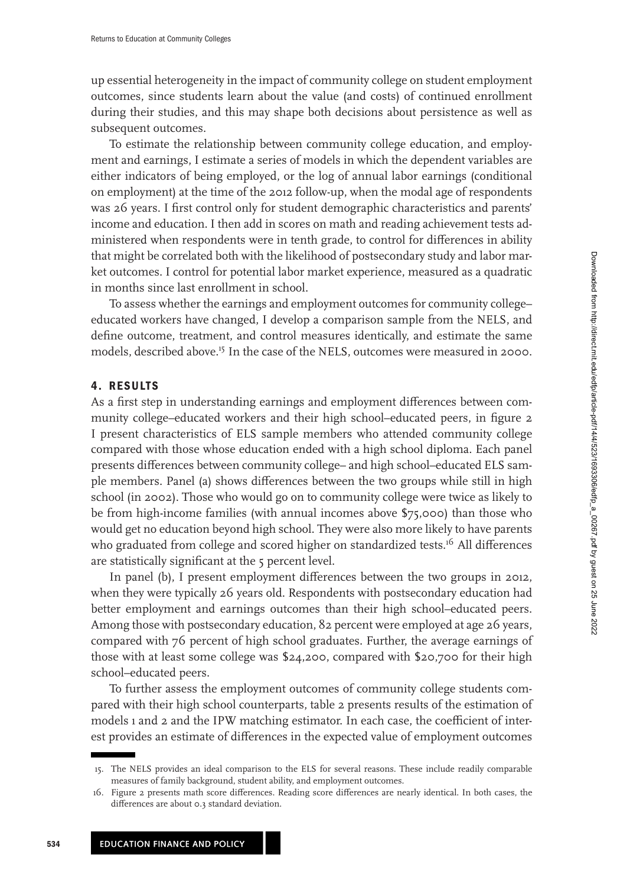up essential heterogeneity in the impact of community college on student employment outcomes, since students learn about the value (and costs) of continued enrollment during their studies, and this may shape both decisions about persistence as well as subsequent outcomes.

To estimate the relationship between community college education, and employment and earnings, I estimate a series of models in which the dependent variables are either indicators of being employed, or the log of annual labor earnings (conditional on employment) at the time of the 2012 follow-up, when the modal age of respondents was 26 years. I first control only for student demographic characteristics and parents' income and education. I then add in scores on math and reading achievement tests administered when respondents were in tenth grade, to control for differences in ability that might be correlated both with the likelihood of postsecondary study and labor market outcomes. I control for potential labor market experience, measured as a quadratic in months since last enrollment in school.

To assess whether the earnings and employment outcomes for community college–educated workers have changed, I develop a comparison sample from the NELS, and define outcome, treatment, and control measures identically, and estimate the same models, described above.[15] In the case of the NELS, outcomes were measured in 2000.

## 4. RESULTS

As a first step in understanding earnings and employment differences between community college–educated workers and their high school–educated peers, in figure 2 I present characteristics of ELS sample members who attended community college compared with those whose education ended with a high school diploma. Each panel presents differences between community college– and high school–educated ELS sample members. Panel (a) shows differences between the two groups while still in high school (in 2002). Those who would go on to community college were twice as likely to be from high-income families (with annual incomes above $75,000) than those who would get no education beyond high school. They were also more likely to have parents who graduated from college and scored higher on standardized tests.[16] All differences are statistically significant at the 5 percent level.

In panel (b), I present employment differences between the two groups in 2012, when they were typically 26 years old. Respondents with postsecondary education had better employment and earnings outcomes than their high school–educated peers. Among those with postsecondary education, 82 percent were employed at age 26 years, compared with 76 percent of high school graduates. Further, the average earnings of those with at least some college was $24,200, compared with $20,700 for their high school–educated peers.

To further assess the employment outcomes of community college students compared with their high school counterparts, table 2 presents results of the estimation of models 1 and 2 and the IPW matching estimator. In each case, the coefficient of interest provides an estimate of differences in the expected value of employment outcomes

---

15. The NELS provides an ideal comparison to the ELS for several reasons. These include readily comparable measures of family background, student ability, and employment outcomes.
16. Figure 2 presents math score differences. Reading score differences are nearly identical. In both cases, the differences are about 0.3 standard deviation.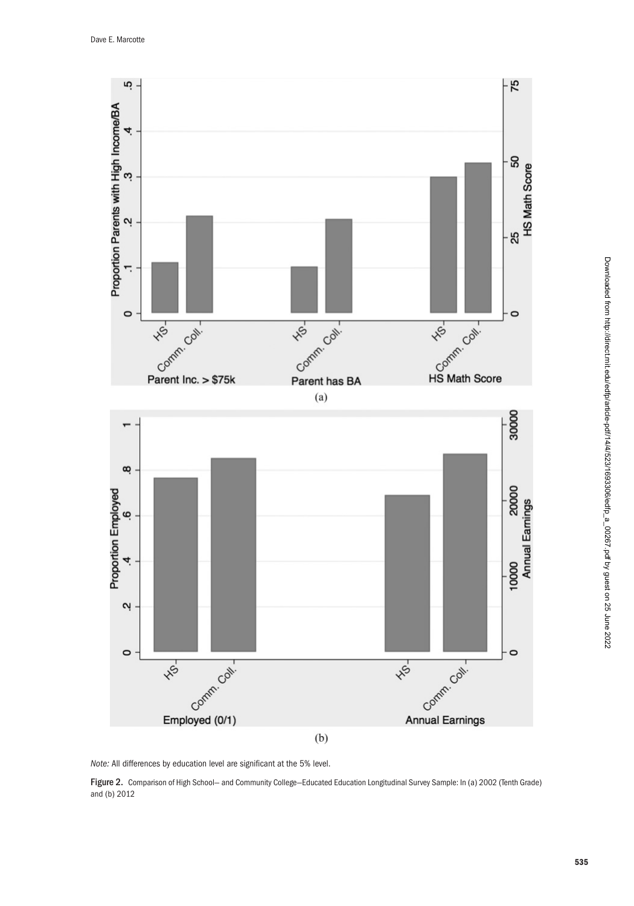*Note:* All differences by education level are significant at the 5% level.

**Figure 2.** Comparison of High School– and Community College–Educated Education Longitudinal Survey Sample: In (a) 2002 (Tenth Grade) and (b) 2012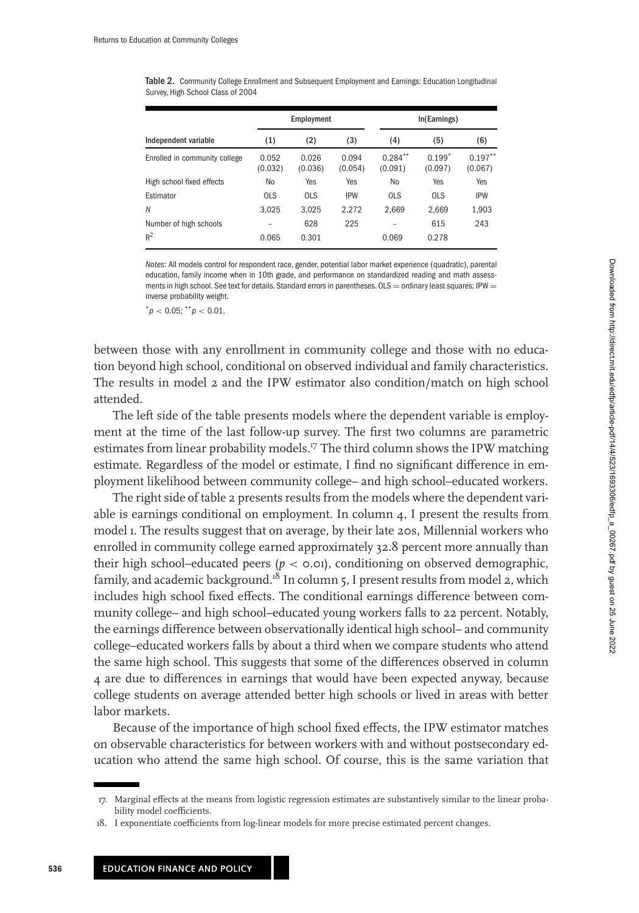**Table 2.** Community College Enrollment and Subsequent Employment and Earnings: Education Longitudinal Survey, High School Class of 2004

| | Employment | | | ln(Earnings) | | |
|---|---|---|---|---|---|---|
| Independent variable | (1) | (2) | (3) | (4) | (5) | (6) |
| Enrolled in community college | 0.052 (0.032) | 0.026 (0.036) | 0.094 (0.054) | 0.284** (0.091) | 0.199* (0.097) | 0.197** (0.067) |
| High school fixed effects | No | Yes | Yes | No | Yes | Yes |
| Estimator | OLS | OLS | IPW | OLS | OLS | IPW |
| $N$ | 3,025 | 3,025 | 2,272 | 2,669 | 2,669 | 1,903 |
| Number of high schools | – | 628 | 225 | – | 615 | 243 |
| $R^2$ | 0.065 | 0.301 | | 0.069 | 0.278 | |

*Notes*: All models control for respondent race, gender, potential labor market experience (quadratic), parental education, family income when in 10th grade, and performance on standardized reading and math assessments in high school. See text for details. Standard errors in parentheses. OLS = ordinary least squares; IPW = inverse probability weight.

$^{*}p < 0.05$; $^{**}p < 0.01$.

between those with any enrollment in community college and those with no education beyond high school, conditional on observed individual and family characteristics. The results in model 2 and the IPW estimator also condition/match on high school attended.

The left side of the table presents models where the dependent variable is employment at the time of the last follow-up survey. The first two columns are parametric estimates from linear probability models.[17] The third column shows the IPW matching estimate. Regardless of the model or estimate, I find no significant difference in employment likelihood between community college– and high school–educated workers.

The right side of table 2 presents results from the models where the dependent variable is earnings conditional on employment. In column 4, I present the results from model 1. The results suggest that on average, by their late 20s, Millennial workers who enrolled in community college earned approximately 32.8 percent more annually than their high school–educated peers ($p < 0.01$), conditioning on observed demographic, family, and academic background.[18] In column 5, I present results from model 2, which includes high school fixed effects. The conditional earnings difference between community college– and high school–educated young workers falls to 22 percent. Notably, the earnings difference between observationally identical high school– and community college–educated workers falls by about a third when we compare students who attend the same high school. This suggests that some of the differences observed in column 4 are due to differences in earnings that would have been expected anyway, because college students on average attended better high schools or lived in areas with better labor markets.

Because of the importance of high school fixed effects, the IPW estimator matches on observable characteristics for between workers with and without postsecondary education who attend the same high school. Of course, this is the same variation that

17. Marginal effects at the means from logistic regression estimates are substantively similar to the linear probability model coefficients.

18. I exponentiate coefficients from log-linear models for more precise estimated percent changes.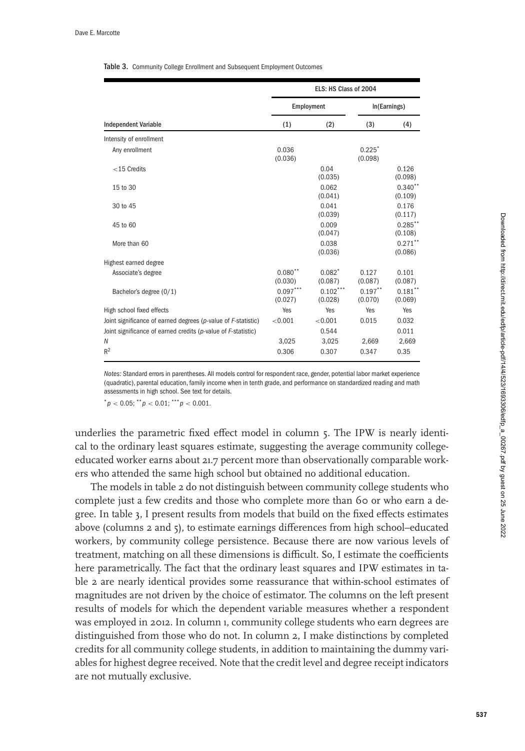**Table 3.** Community College Enrollment and Subsequent Employment Outcomes

| | ELS: HS Class of 2004 | | | |
|---|---|---|---|---|
| | Employment | | ln(Earnings) | |
| Independent Variable | (1) | (2) | (3) | (4) |
| Intensity of enrollment | | | | |
| Any enrollment | 0.036 (0.036) | | 0.225* (0.098) | |
| <15 Credits | | 0.04 (0.035) | | 0.126 (0.098) |
| 15 to 30 | | 0.062 (0.041) | | 0.340** (0.109) |
| 30 to 45 | | 0.041 (0.039) | | 0.176 (0.117) |
| 45 to 60 | | 0.009 (0.047) | | 0.285** (0.108) |
| More than 60 | | 0.038 (0.036) | | 0.271** (0.086) |
| Highest earned degree | | | | |
| Associate's degree | 0.080** (0.030) | 0.082* (0.087) | 0.127 (0.087) | 0.101 (0.087) |
| Bachelor's degree (0/1) | 0.097*** (0.027) | 0.102*** (0.028) | 0.197** (0.070) | 0.181** (0.069) |
| High school fixed effects | Yes | Yes | Yes | Yes |
| Joint significance of earned degrees (*p*-value of *F*-statistic) | <0.001 | <0.001 | 0.015 | 0.032 |
| Joint significance of earned credits (*p*-value of *F*-statistic) | | 0.544 | | 0.011 |
| *N* | 3,025 | 3,025 | 2,669 | 2,669 |
| $R^2$ | 0.306 | 0.307 | 0.347 | 0.35 |

*Notes:* Standard errors in parentheses. All models control for respondent race, gender, potential labor market experience (quadratic), parental education, family income when in tenth grade, and performance on standardized reading and math assessments in high school. See text for details.

*$p < 0.05$; **$p < 0.01$; ***$p < 0.001$.

underlies the parametric fixed effect model in column 5. The IPW is nearly identical to the ordinary least squares estimate, suggesting the average community college-educated worker earns about 21.7 percent more than observationally comparable workers who attended the same high school but obtained no additional education.

The models in table 2 do not distinguish between community college students who complete just a few credits and those who complete more than 60 or who earn a degree. In table 3, I present results from models that build on the fixed effects estimates above (columns 2 and 5), to estimate earnings differences from high school–educated workers, by community college persistence. Because there are now various levels of treatment, matching on all these dimensions is difficult. So, I estimate the coefficients here parametrically. The fact that the ordinary least squares and IPW estimates in table 2 are nearly identical provides some reassurance that within-school estimates of magnitudes are not driven by the choice of estimator. The columns on the left present results of models for which the dependent variable measures whether a respondent was employed in 2012. In column 1, community college students who earn degrees are distinguished from those who do not. In column 2, I make distinctions by completed credits for all community college students, in addition to maintaining the dummy variables for highest degree received. Note that the credit level and degree receipt indicators are not mutually exclusive.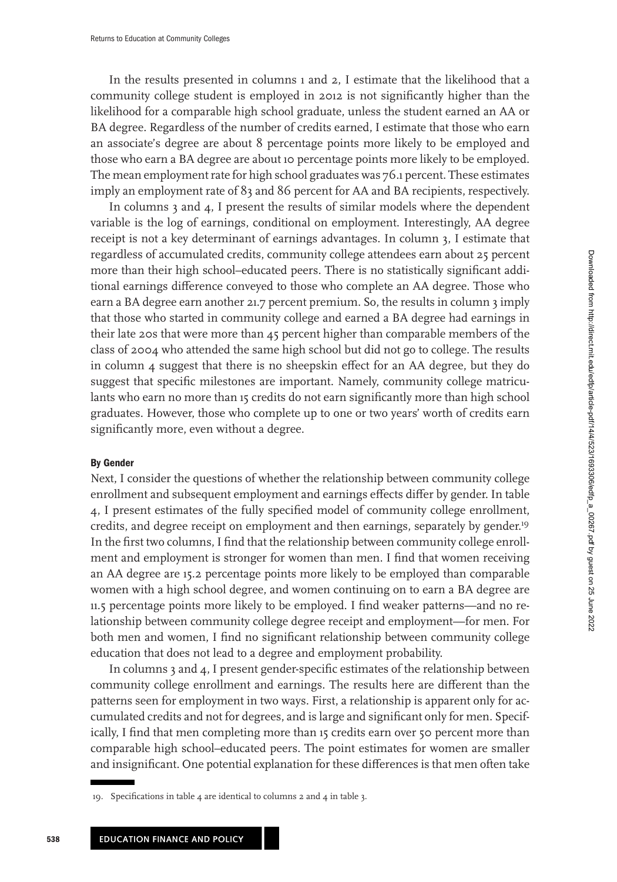In the results presented in columns 1 and 2, I estimate that the likelihood that a community college student is employed in 2012 is not significantly higher than the likelihood for a comparable high school graduate, unless the student earned an AA or BA degree. Regardless of the number of credits earned, I estimate that those who earn an associate's degree are about 8 percentage points more likely to be employed and those who earn a BA degree are about 10 percentage points more likely to be employed. The mean employment rate for high school graduates was 76.1 percent. These estimates imply an employment rate of 83 and 86 percent for AA and BA recipients, respectively.

In columns 3 and 4, I present the results of similar models where the dependent variable is the log of earnings, conditional on employment. Interestingly, AA degree receipt is not a key determinant of earnings advantages. In column 3, I estimate that regardless of accumulated credits, community college attendees earn about 25 percent more than their high school–educated peers. There is no statistically significant additional earnings difference conveyed to those who complete an AA degree. Those who earn a BA degree earn another 21.7 percent premium. So, the results in column 3 imply that those who started in community college and earned a BA degree had earnings in their late 20s that were more than 45 percent higher than comparable members of the class of 2004 who attended the same high school but did not go to college. The results in column 4 suggest that there is no sheepskin effect for an AA degree, but they do suggest that specific milestones are important. Namely, community college matriculants who earn no more than 15 credits do not earn significantly more than high school graduates. However, those who complete up to one or two years' worth of credits earn significantly more, even without a degree.

### By Gender

Next, I consider the questions of whether the relationship between community college enrollment and subsequent employment and earnings effects differ by gender. In table 4, I present estimates of the fully specified model of community college enrollment, credits, and degree receipt on employment and then earnings, separately by gender.[19] In the first two columns, I find that the relationship between community college enrollment and employment is stronger for women than men. I find that women receiving an AA degree are 15.2 percentage points more likely to be employed than comparable women with a high school degree, and women continuing on to earn a BA degree are 11.5 percentage points more likely to be employed. I find weaker patterns—and no relationship between community college degree receipt and employment—for men. For both men and women, I find no significant relationship between community college education that does not lead to a degree and employment probability.

In columns 3 and 4, I present gender-specific estimates of the relationship between community college enrollment and earnings. The results here are different than the patterns seen for employment in two ways. First, a relationship is apparent only for accumulated credits and not for degrees, and is large and significant only for men. Specifically, I find that men completing more than 15 credits earn over 50 percent more than comparable high school–educated peers. The point estimates for women are smaller and insignificant. One potential explanation for these differences is that men often take

---

19. Specifications in table 4 are identical to columns 2 and 4 in table 3.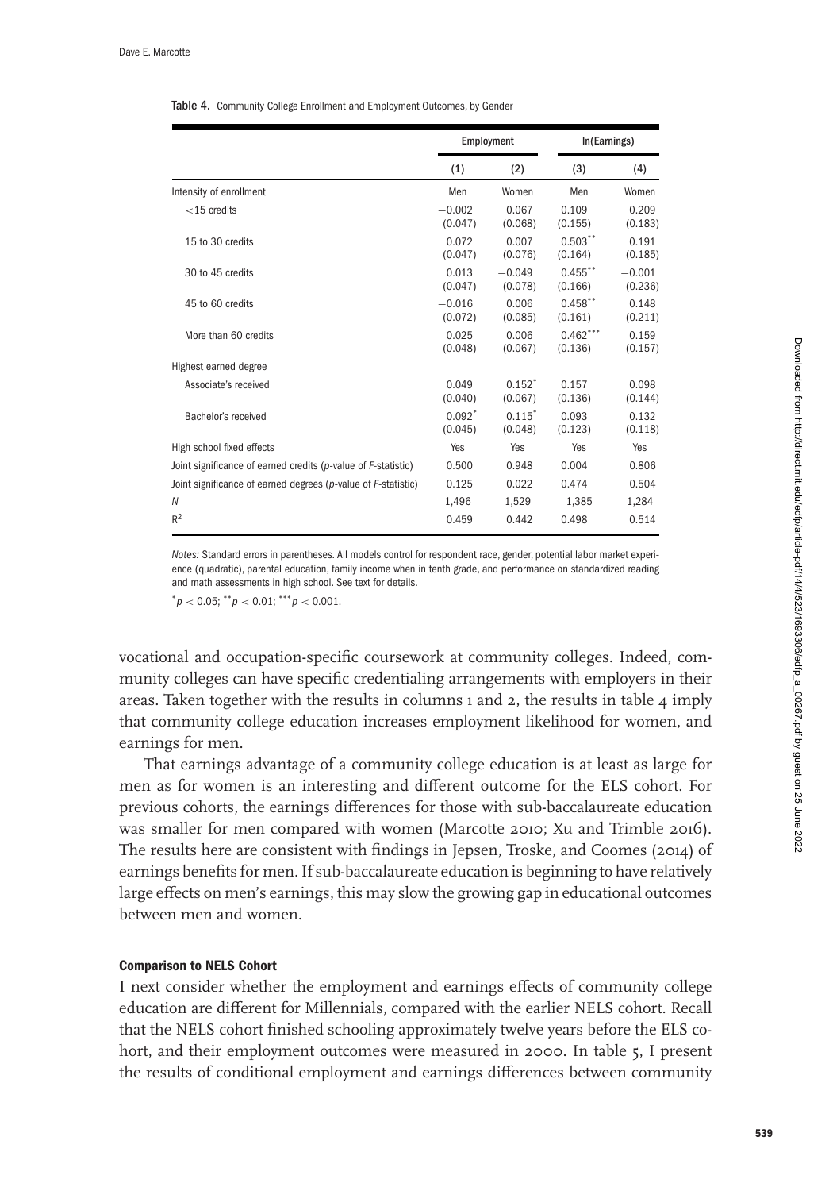**Table 4.** Community College Enrollment and Employment Outcomes, by Gender

| | Employment | | ln(Earnings) | |
|---|---|---|---|---|
| | (1) | (2) | (3) | (4) |
| Intensity of enrollment | Men | Women | Men | Women |
| $<$15 credits | −0.002 (0.047) | 0.067 (0.068) | 0.109 (0.155) | 0.209 (0.183) |
| 15 to 30 credits | 0.072 (0.047) | 0.007 (0.076) | $0.503^{**}$ (0.164) | 0.191 (0.185) |
| 30 to 45 credits | 0.013 (0.047) | −0.049 (0.078) | $0.455^{**}$ (0.166) | −0.001 (0.236) |
| 45 to 60 credits | −0.016 (0.072) | 0.006 (0.085) | $0.458^{**}$ (0.161) | 0.148 (0.211) |
| More than 60 credits | 0.025 (0.048) | 0.006 (0.067) | $0.462^{***}$ (0.136) | 0.159 (0.157) |
| Highest earned degree | | | | |
| Associate's received | 0.049 (0.040) | $0.152^{*}$ (0.067) | 0.157 (0.136) | 0.098 (0.144) |
| Bachelor's received | $0.092^{*}$ (0.045) | $0.115^{*}$ (0.048) | 0.093 (0.123) | 0.132 (0.118) |
| High school fixed effects | Yes | Yes | Yes | Yes |
| Joint significance of earned credits ($p$-value of $F$-statistic) | 0.500 | 0.948 | 0.004 | 0.806 |
| Joint significance of earned degrees ($p$-value of $F$-statistic) | 0.125 | 0.022 | 0.474 | 0.504 |
| $N$ | 1,496 | 1,529 | 1,385 | 1,284 |
| $R^2$ | 0.459 | 0.442 | 0.498 | 0.514 |

*Notes:* Standard errors in parentheses. All models control for respondent race, gender, potential labor market experience (quadratic), parental education, family income when in tenth grade, and performance on standardized reading and math assessments in high school. See text for details.

$^{*}p < 0.05$; $^{**}p < 0.01$; $^{***}p < 0.001$.

vocational and occupation-specific coursework at community colleges. Indeed, community colleges can have specific credentialing arrangements with employers in their areas. Taken together with the results in columns 1 and 2, the results in table 4 imply that community college education increases employment likelihood for women, and earnings for men.

That earnings advantage of a community college education is at least as large for men as for women is an interesting and different outcome for the ELS cohort. For previous cohorts, the earnings differences for those with sub-baccalaureate education was smaller for men compared with women (Marcotte 2010; Xu and Trimble 2016). The results here are consistent with findings in Jepsen, Troske, and Coomes (2014) of earnings benefits for men. If sub-baccalaureate education is beginning to have relatively large effects on men's earnings, this may slow the growing gap in educational outcomes between men and women.

### Comparison to NELS Cohort

I next consider whether the employment and earnings effects of community college education are different for Millennials, compared with the earlier NELS cohort. Recall that the NELS cohort finished schooling approximately twelve years before the ELS cohort, and their employment outcomes were measured in 2000. In table 5, I present the results of conditional employment and earnings differences between community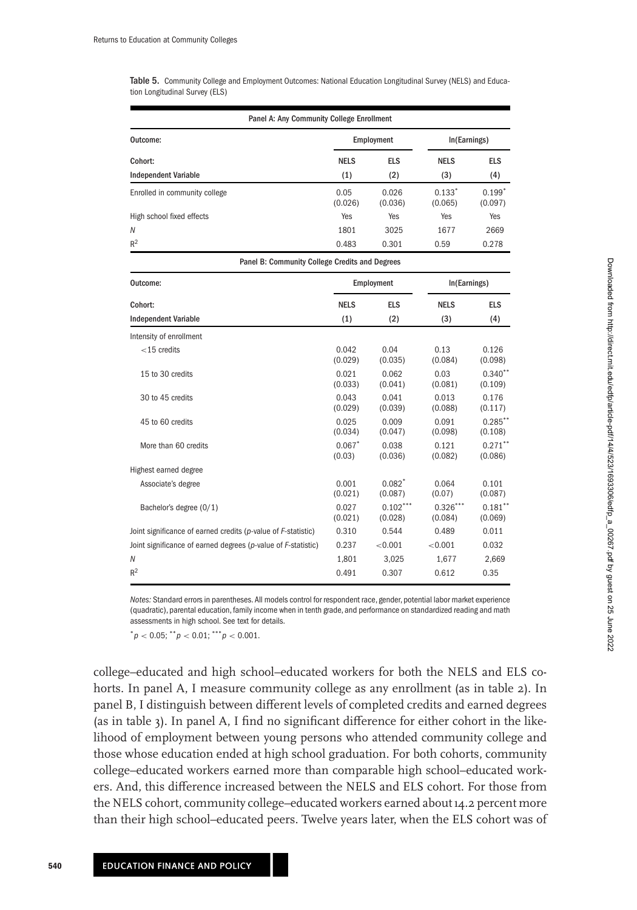**Table 5.** Community College and Employment Outcomes: National Education Longitudinal Survey (NELS) and Education Longitudinal Survey (ELS)

| Panel A: Any Community College Enrollment | | | | |
|---|---|---|---|---|
| Outcome: | Employment | | ln(Earnings) | |
| Cohort: | NELS | ELS | NELS | ELS |
| Independent Variable | (1) | (2) | (3) | (4) |
| Enrolled in community college | 0.05 (0.026) | 0.026 (0.036) | 0.133* (0.065) | 0.199* (0.097) |
| High school fixed effects | Yes | Yes | Yes | Yes |
| $N$ | 1801 | 3025 | 1677 | 2669 |
| $R^2$ | 0.483 | 0.301 | 0.59 | 0.278 |

| Panel B: Community College Credits and Degrees | | | | |
|---|---|---|---|---|
| Outcome: | Employment | | ln(Earnings) | |
| Cohort: | NELS | ELS | NELS | ELS |
| Independent Variable | (1) | (2) | (3) | (4) |
| Intensity of enrollment | | | | |
| <15 credits | 0.042 (0.029) | 0.04 (0.035) | 0.13 (0.084) | 0.126 (0.098) |
| 15 to 30 credits | 0.021 (0.033) | 0.062 (0.041) | 0.03 (0.081) | 0.340** (0.109) |
| 30 to 45 credits | 0.043 (0.029) | 0.041 (0.039) | 0.013 (0.088) | 0.176 (0.117) |
| 45 to 60 credits | 0.025 (0.034) | 0.009 (0.047) | 0.091 (0.098) | 0.285** (0.108) |
| More than 60 credits | 0.067* (0.03) | 0.038 (0.036) | 0.121 (0.082) | 0.271** (0.086) |
| Highest earned degree | | | | |
| Associate's degree | 0.001 (0.021) | 0.082* (0.087) | 0.064 (0.07) | 0.101 (0.087) |
| Bachelor's degree (0/1) | 0.027 (0.021) | 0.102*** (0.028) | 0.326*** (0.084) | 0.181** (0.069) |
| Joint significance of earned credits (*p*-value of *F*-statistic) | 0.310 | 0.544 | 0.489 | 0.011 |
| Joint significance of earned degrees (*p*-value of *F*-statistic) | 0.237 | <0.001 | <0.001 | 0.032 |
| $N$ | 1,801 | 3,025 | 1,677 | 2,669 |
| $R^2$ | 0.491 | 0.307 | 0.612 | 0.35 |

*Notes:* Standard errors in parentheses. All models control for respondent race, gender, potential labor market experience (quadratic), parental education, family income when in tenth grade, and performance on standardized reading and math assessments in high school. See text for details.

$^{*}p < 0.05$; $^{**}p < 0.01$; $^{***}p < 0.001$.

college–educated and high school–educated workers for both the NELS and ELS cohorts. In panel A, I measure community college as any enrollment (as in table 2). In panel B, I distinguish between different levels of completed credits and earned degrees (as in table 3). In panel A, I find no significant difference for either cohort in the likelihood of employment between young persons who attended community college and those whose education ended at high school graduation. For both cohorts, community college–educated workers earned more than comparable high school–educated workers. And, this difference increased between the NELS and ELS cohort. For those from the NELS cohort, community college–educated workers earned about 14.2 percent more than their high school–educated peers. Twelve years later, when the ELS cohort was of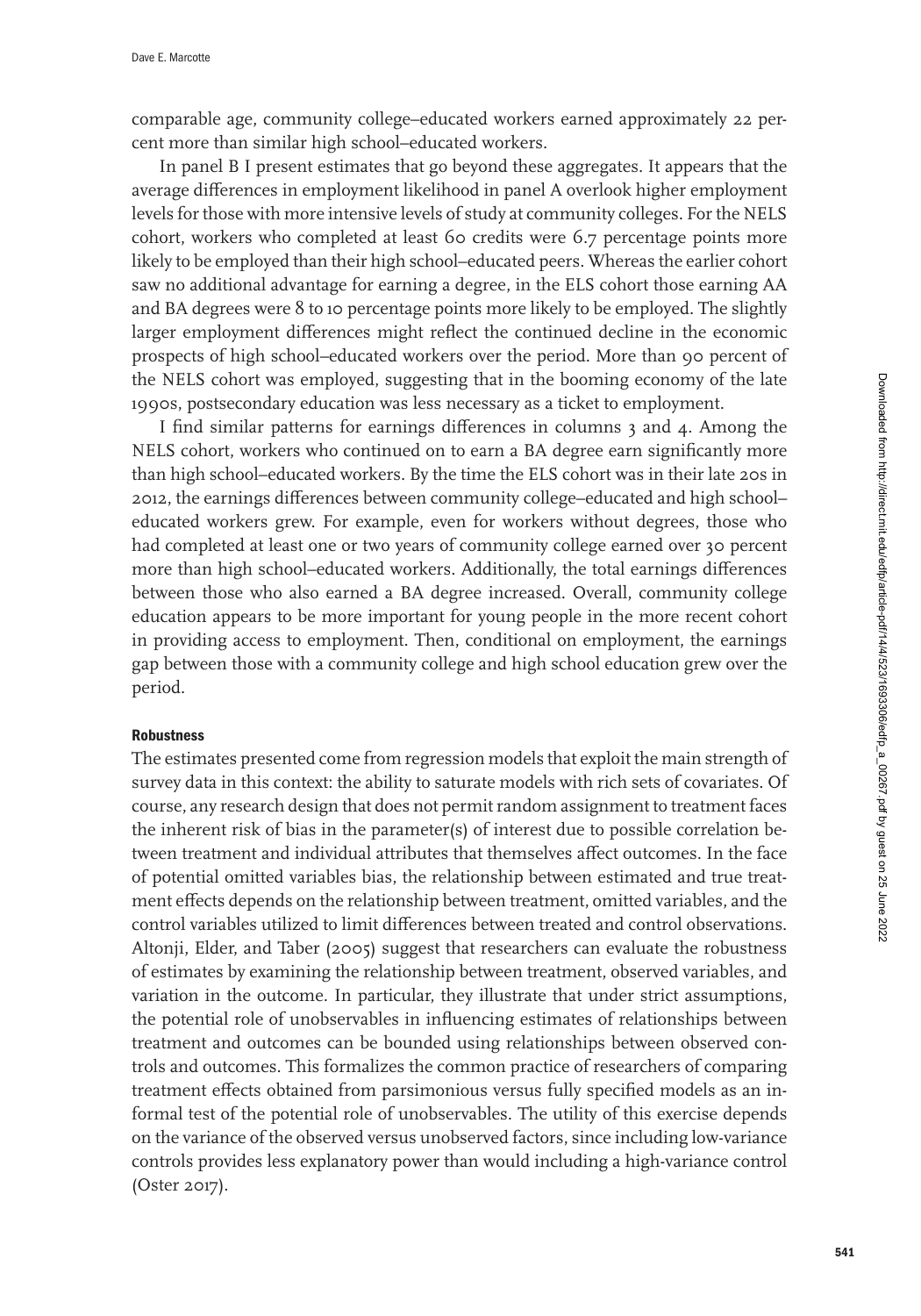comparable age, community college–educated workers earned approximately 22 percent more than similar high school–educated workers.

In panel B I present estimates that go beyond these aggregates. It appears that the average differences in employment likelihood in panel A overlook higher employment levels for those with more intensive levels of study at community colleges. For the NELS cohort, workers who completed at least 60 credits were 6.7 percentage points more likely to be employed than their high school–educated peers. Whereas the earlier cohort saw no additional advantage for earning a degree, in the ELS cohort those earning AA and BA degrees were 8 to 10 percentage points more likely to be employed. The slightly larger employment differences might reflect the continued decline in the economic prospects of high school–educated workers over the period. More than 90 percent of the NELS cohort was employed, suggesting that in the booming economy of the late 1990s, postsecondary education was less necessary as a ticket to employment.

I find similar patterns for earnings differences in columns 3 and 4. Among the NELS cohort, workers who continued on to earn a BA degree earn significantly more than high school–educated workers. By the time the ELS cohort was in their late 20s in 2012, the earnings differences between community college–educated and high school–educated workers grew. For example, even for workers without degrees, those who had completed at least one or two years of community college earned over 30 percent more than high school–educated workers. Additionally, the total earnings differences between those who also earned a BA degree increased. Overall, community college education appears to be more important for young people in the more recent cohort in providing access to employment. Then, conditional on employment, the earnings gap between those with a community college and high school education grew over the period.

### Robustness

The estimates presented come from regression models that exploit the main strength of survey data in this context: the ability to saturate models with rich sets of covariates. Of course, any research design that does not permit random assignment to treatment faces the inherent risk of bias in the parameter(s) of interest due to possible correlation between treatment and individual attributes that themselves affect outcomes. In the face of potential omitted variables bias, the relationship between estimated and true treatment effects depends on the relationship between treatment, omitted variables, and the control variables utilized to limit differences between treated and control observations. Altonji, Elder, and Taber (2005) suggest that researchers can evaluate the robustness of estimates by examining the relationship between treatment, observed variables, and variation in the outcome. In particular, they illustrate that under strict assumptions, the potential role of unobservables in influencing estimates of relationships between treatment and outcomes can be bounded using relationships between observed controls and outcomes. This formalizes the common practice of researchers of comparing treatment effects obtained from parsimonious versus fully specified models as an informal test of the potential role of unobservables. The utility of this exercise depends on the variance of the observed versus unobserved factors, since including low-variance controls provides less explanatory power than would including a high-variance control (Oster 2017).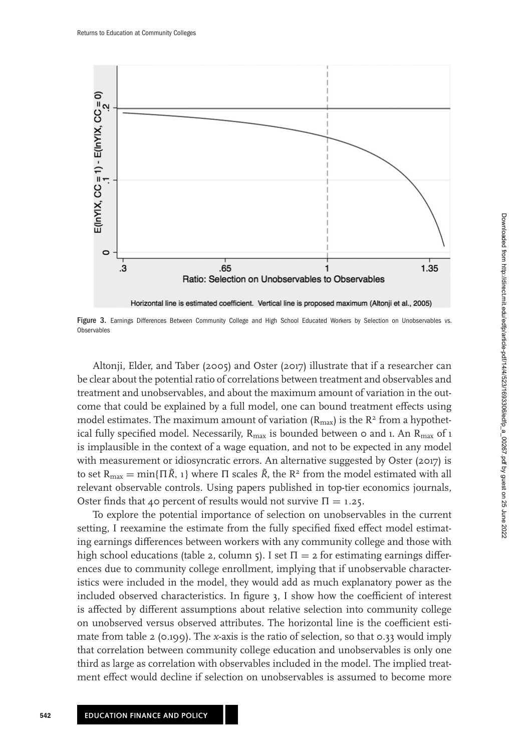Horizontal line is estimated coefficient. Vertical line is proposed maximum (Altonji et al., 2005)

**Figure 3.** Earnings Differences Between Community College and High School Educated Workers by Selection on Unobservables vs. Observables

Altonji, Elder, and Taber (2005) and Oster (2017) illustrate that if a researcher can be clear about the potential ratio of correlations between treatment and observables and treatment and unobservables, and about the maximum amount of variation in the outcome that could be explained by a full model, one can bound treatment effects using model estimates. The maximum amount of variation ($R_{max}$) is the $R^2$ from a hypothetical fully specified model. Necessarily, $R_{max}$ is bounded between 0 and 1. An $R_{max}$ of 1 is implausible in the context of a wage equation, and not to be expected in any model with measurement or idiosyncratic errors. An alternative suggested by Oster (2017) is to set $R_{max} = \min\{\Pi\tilde{R}, 1\}$ where $\Pi$ scales $\tilde{R}$, the $R^2$ from the model estimated with all relevant observable controls. Using papers published in top-tier economics journals, Oster finds that 40 percent of results would not survive $\Pi = 1.25$.

To explore the potential importance of selection on unobservables in the current setting, I reexamine the estimate from the fully specified fixed effect model estimating earnings differences between workers with any community college and those with high school educations (table 2, column 5). I set $\Pi = 2$ for estimating earnings differences due to community college enrollment, implying that if unobservable characteristics were included in the model, they would add as much explanatory power as the included observed characteristics. In figure 3, I show how the coefficient of interest is affected by different assumptions about relative selection into community college on unobserved versus observed attributes. The horizontal line is the coefficient estimate from table 2 (0.199). The *x*-axis is the ratio of selection, so that 0.33 would imply that correlation between community college education and unobservables is only one third as large as correlation with observables included in the model. The implied treatment effect would decline if selection on unobservables is assumed to become more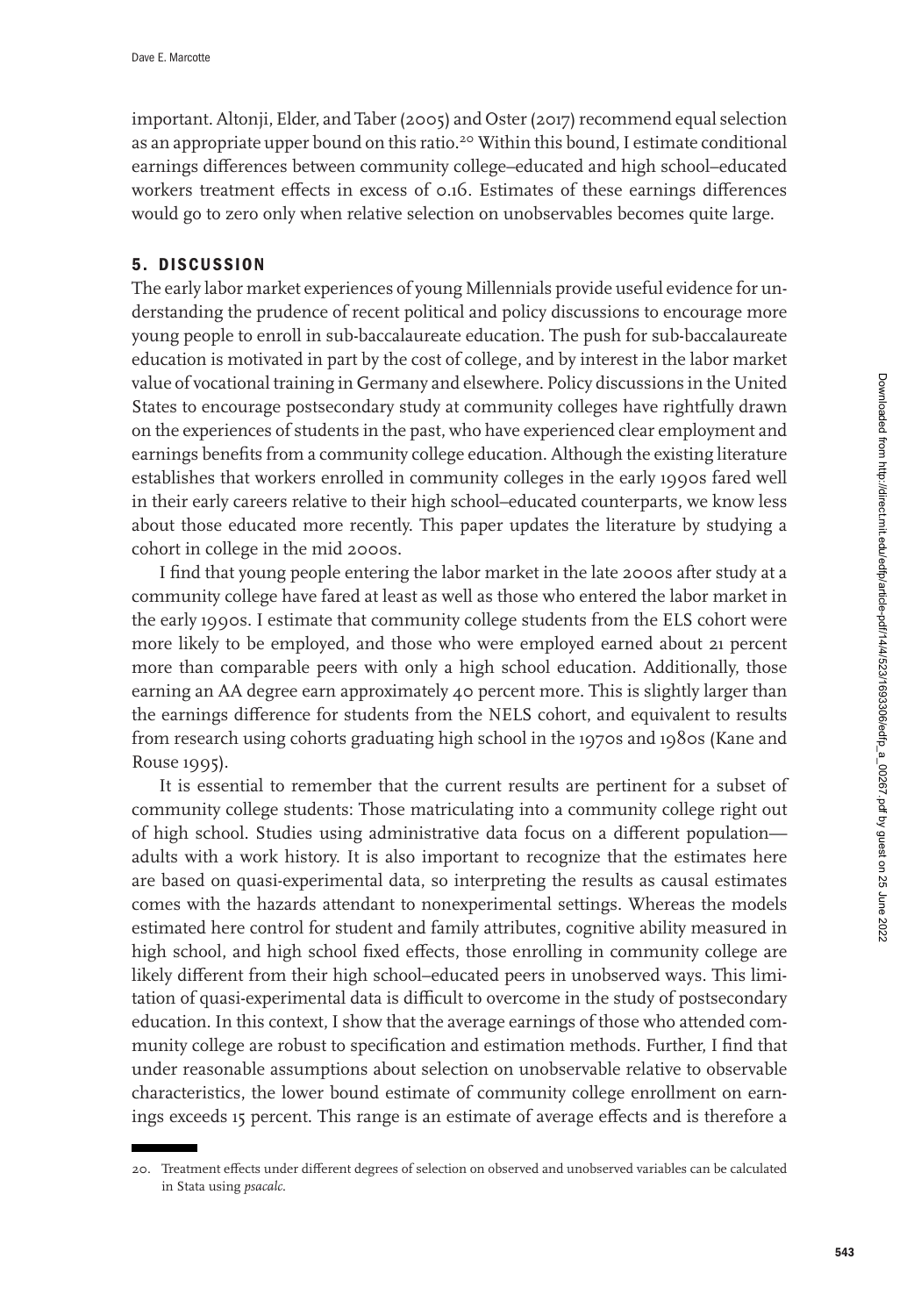important. Altonji, Elder, and Taber (2005) and Oster (2017) recommend equal selection as an appropriate upper bound on this ratio.[20] Within this bound, I estimate conditional earnings differences between community college–educated and high school–educated workers treatment effects in excess of 0.16. Estimates of these earnings differences would go to zero only when relative selection on unobservables becomes quite large.

## 5. DISCUSSION

The early labor market experiences of young Millennials provide useful evidence for understanding the prudence of recent political and policy discussions to encourage more young people to enroll in sub-baccalaureate education. The push for sub-baccalaureate education is motivated in part by the cost of college, and by interest in the labor market value of vocational training in Germany and elsewhere. Policy discussions in the United States to encourage postsecondary study at community colleges have rightfully drawn on the experiences of students in the past, who have experienced clear employment and earnings benefits from a community college education. Although the existing literature establishes that workers enrolled in community colleges in the early 1990s fared well in their early careers relative to their high school–educated counterparts, we know less about those educated more recently. This paper updates the literature by studying a cohort in college in the mid 2000s.

I find that young people entering the labor market in the late 2000s after study at a community college have fared at least as well as those who entered the labor market in the early 1990s. I estimate that community college students from the ELS cohort were more likely to be employed, and those who were employed earned about 21 percent more than comparable peers with only a high school education. Additionally, those earning an AA degree earn approximately 40 percent more. This is slightly larger than the earnings difference for students from the NELS cohort, and equivalent to results from research using cohorts graduating high school in the 1970s and 1980s (Kane and Rouse 1995).

It is essential to remember that the current results are pertinent for a subset of community college students: Those matriculating into a community college right out of high school. Studies using administrative data focus on a different population—adults with a work history. It is also important to recognize that the estimates here are based on quasi-experimental data, so interpreting the results as causal estimates comes with the hazards attendant to nonexperimental settings. Whereas the models estimated here control for student and family attributes, cognitive ability measured in high school, and high school fixed effects, those enrolling in community college are likely different from their high school–educated peers in unobserved ways. This limitation of quasi-experimental data is difficult to overcome in the study of postsecondary education. In this context, I show that the average earnings of those who attended community college are robust to specification and estimation methods. Further, I find that under reasonable assumptions about selection on unobservable relative to observable characteristics, the lower bound estimate of community college enrollment on earnings exceeds 15 percent. This range is an estimate of average effects and is therefore a

20. Treatment effects under different degrees of selection on observed and unobserved variables can be calculated in Stata using *psacalc*.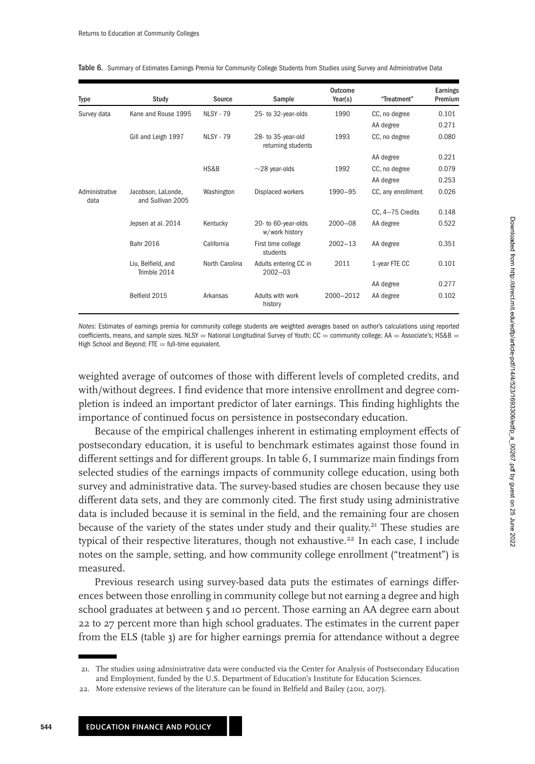Table 6. Summary of Estimates Earnings Premia for Community College Students from Studies using Survey and Administrative Data

| Type | Study | Source | Sample | Outcome Year(s) | "Treatment" | Earnings Premium |
|---|---|---|---|---|---|---|
| Survey data | Kane and Rouse 1995 | NLSY - 79 | 25- to 32-year-olds | 1990 | CC, no degree | 0.101 |
| | | | | | AA degree | 0.271 |
| | Gill and Leigh 1997 | NLSY - 79 | 28- to 35-year-old returning students | 1993 | CC, no degree | 0.080 |
| | | | | | AA degree | 0.221 |
| | | HS&B | ~28 year-olds | 1992 | CC, no degree | 0.079 |
| | | | | | AA degree | 0.253 |
| Administrative data | Jacobson, LaLonde, and Sullivan 2005 | Washington | Displaced workers | 1990–95 | CC, any enrollment | 0.026 |
| | | | | | CC, 4–75 Credits | 0.148 |
| | Jepsen at al. 2014 | Kentucky | 20- to 60-year-olds w/work history | 2000–08 | AA degree | 0.522 |
| | Bahr 2016 | California | First time college students | 2002–13 | AA degree | 0.351 |
| | Liu, Belfield, and Trimble 2014 | North Carolina | Adults entering CC in 2002–03 | 2011 | 1-year FTE CC | 0.101 |
| | | | | | AA degree | 0.277 |
| | Belfield 2015 | Arkansas | Adults with work history | 2000–2012 | AA degree | 0.102 |

*Notes*: Estimates of earnings premia for community college students are weighted averages based on author's calculations using reported coefficients, means, and sample sizes. NLSY = National Longitudinal Survey of Youth; CC = community college; AA = Associate's; HS&B = High School and Beyond; FTE = full-time equivalent.

weighted average of outcomes of those with different levels of completed credits, and with/without degrees. I find evidence that more intensive enrollment and degree completion is indeed an important predictor of later earnings. This finding highlights the importance of continued focus on persistence in postsecondary education.

Because of the empirical challenges inherent in estimating employment effects of postsecondary education, it is useful to benchmark estimates against those found in different settings and for different groups. In table 6, I summarize main findings from selected studies of the earnings impacts of community college education, using both survey and administrative data. The survey-based studies are chosen because they use different data sets, and they are commonly cited. The first study using administrative data is included because it is seminal in the field, and the remaining four are chosen because of the variety of the states under study and their quality.[21] These studies are typical of their respective literatures, though not exhaustive.[22] In each case, I include notes on the sample, setting, and how community college enrollment ("treatment") is measured.

Previous research using survey-based data puts the estimates of earnings differences between those enrolling in community college but not earning a degree and high school graduates at between 5 and 10 percent. Those earning an AA degree earn about 22 to 27 percent more than high school graduates. The estimates in the current paper from the ELS (table 3) are for higher earnings premia for attendance without a degree

21. The studies using administrative data were conducted via the Center for Analysis of Postsecondary Education and Employment, funded by the U.S. Department of Education's Institute for Education Sciences.

22. More extensive reviews of the literature can be found in Belfield and Bailey (2011, 2017).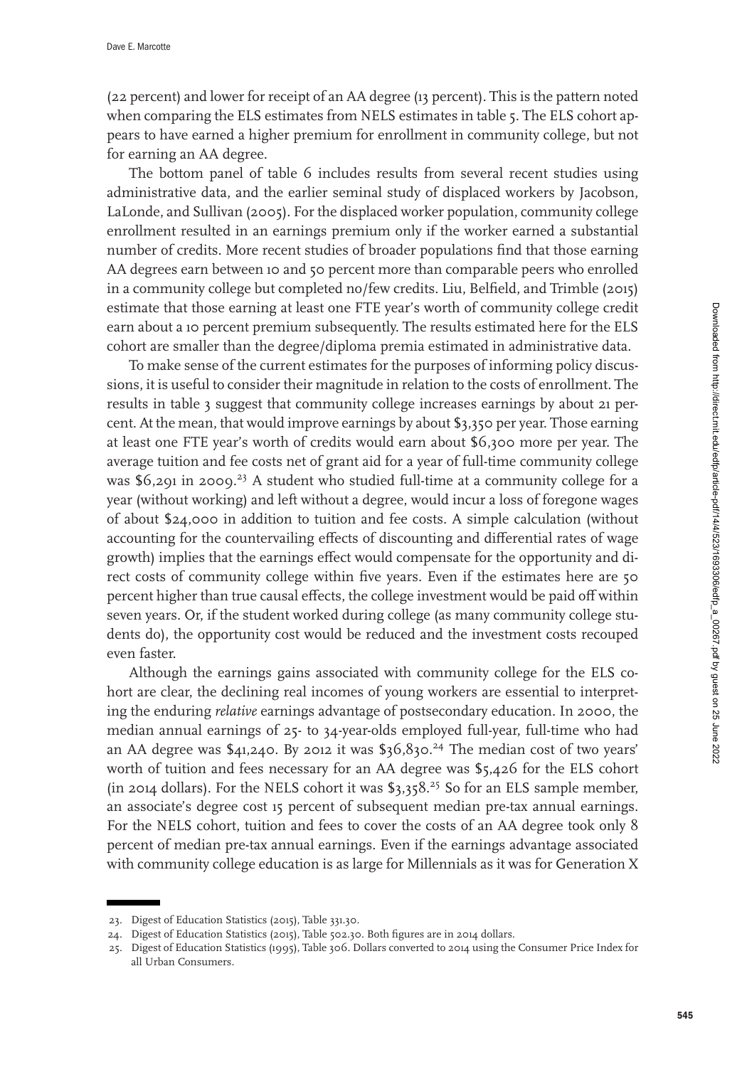(22 percent) and lower for receipt of an AA degree (13 percent). This is the pattern noted when comparing the ELS estimates from NELS estimates in table 5. The ELS cohort appears to have earned a higher premium for enrollment in community college, but not for earning an AA degree.

The bottom panel of table 6 includes results from several recent studies using administrative data, and the earlier seminal study of displaced workers by Jacobson, LaLonde, and Sullivan (2005). For the displaced worker population, community college enrollment resulted in an earnings premium only if the worker earned a substantial number of credits. More recent studies of broader populations find that those earning AA degrees earn between 10 and 50 percent more than comparable peers who enrolled in a community college but completed no/few credits. Liu, Belfield, and Trimble (2015) estimate that those earning at least one FTE year's worth of community college credit earn about a 10 percent premium subsequently. The results estimated here for the ELS cohort are smaller than the degree/diploma premia estimated in administrative data.

To make sense of the current estimates for the purposes of informing policy discussions, it is useful to consider their magnitude in relation to the costs of enrollment. The results in table 3 suggest that community college increases earnings by about 21 percent. At the mean, that would improve earnings by about $3,350 per year. Those earning at least one FTE year's worth of credits would earn about $6,300 more per year. The average tuition and fee costs net of grant aid for a year of full-time community college was $6,291 in 2009.[23] A student who studied full-time at a community college for a year (without working) and left without a degree, would incur a loss of foregone wages of about $24,000 in addition to tuition and fee costs. A simple calculation (without accounting for the countervailing effects of discounting and differential rates of wage growth) implies that the earnings effect would compensate for the opportunity and direct costs of community college within five years. Even if the estimates here are 50 percent higher than true causal effects, the college investment would be paid off within seven years. Or, if the student worked during college (as many community college students do), the opportunity cost would be reduced and the investment costs recouped even faster.

Although the earnings gains associated with community college for the ELS cohort are clear, the declining real incomes of young workers are essential to interpreting the enduring *relative* earnings advantage of postsecondary education. In 2000, the median annual earnings of 25- to 34-year-olds employed full-year, full-time who had an AA degree was $41,240. By 2012 it was $36,830.[24] The median cost of two years' worth of tuition and fees necessary for an AA degree was $5,426 for the ELS cohort (in 2014 dollars). For the NELS cohort it was $3,358.[25] So for an ELS sample member, an associate's degree cost 15 percent of subsequent median pre-tax annual earnings. For the NELS cohort, tuition and fees to cover the costs of an AA degree took only 8 percent of median pre-tax annual earnings. Even if the earnings advantage associated with community college education is as large for Millennials as it was for Generation X

23. Digest of Education Statistics (2015), Table 331.30.

24. Digest of Education Statistics (2015), Table 502.30. Both figures are in 2014 dollars.

25. Digest of Education Statistics (1995), Table 306. Dollars converted to 2014 using the Consumer Price Index for all Urban Consumers.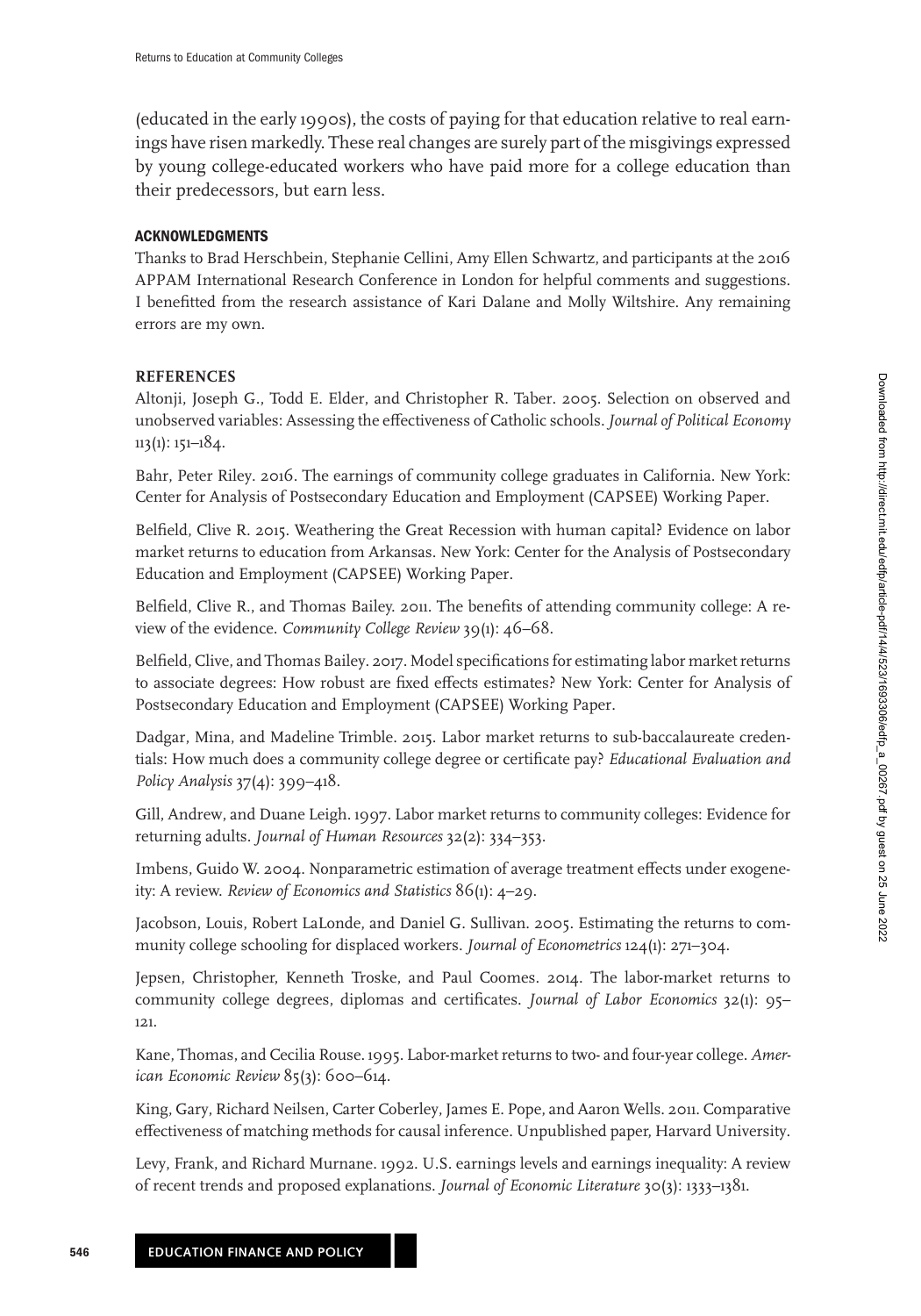(educated in the early 1990s), the costs of paying for that education relative to real earnings have risen markedly. These real changes are surely part of the misgivings expressed by young college-educated workers who have paid more for a college education than their predecessors, but earn less.

## ACKNOWLEDGMENTS

Thanks to Brad Herschbein, Stephanie Cellini, Amy Ellen Schwartz, and participants at the 2016 APPAM International Research Conference in London for helpful comments and suggestions. I benefitted from the research assistance of Kari Dalane and Molly Wiltshire. Any remaining errors are my own.

## REFERENCES

Altonji, Joseph G., Todd E. Elder, and Christopher R. Taber. 2005. Selection on observed and unobserved variables: Assessing the effectiveness of Catholic schools. *Journal of Political Economy* 113(1): 151–184.

Bahr, Peter Riley. 2016. The earnings of community college graduates in California. New York: Center for Analysis of Postsecondary Education and Employment (CAPSEE) Working Paper.

Belfield, Clive R. 2015. Weathering the Great Recession with human capital? Evidence on labor market returns to education from Arkansas. New York: Center for the Analysis of Postsecondary Education and Employment (CAPSEE) Working Paper.

Belfield, Clive R., and Thomas Bailey. 2011. The benefits of attending community college: A review of the evidence. *Community College Review* 39(1): 46–68.

Belfield, Clive, and Thomas Bailey. 2017. Model specifications for estimating labor market returns to associate degrees: How robust are fixed effects estimates? New York: Center for Analysis of Postsecondary Education and Employment (CAPSEE) Working Paper.

Dadgar, Mina, and Madeline Trimble. 2015. Labor market returns to sub-baccalaureate credentials: How much does a community college degree or certificate pay? *Educational Evaluation and Policy Analysis* 37(4): 399–418.

Gill, Andrew, and Duane Leigh. 1997. Labor market returns to community colleges: Evidence for returning adults. *Journal of Human Resources* 32(2): 334–353.

Imbens, Guido W. 2004. Nonparametric estimation of average treatment effects under exogeneity: A review. *Review of Economics and Statistics* 86(1): 4–29.

Jacobson, Louis, Robert LaLonde, and Daniel G. Sullivan. 2005. Estimating the returns to community college schooling for displaced workers. *Journal of Econometrics* 124(1): 271–304.

Jepsen, Christopher, Kenneth Troske, and Paul Coomes. 2014. The labor-market returns to community college degrees, diplomas and certificates. *Journal of Labor Economics* 32(1): 95–121.

Kane, Thomas, and Cecilia Rouse. 1995. Labor-market returns to two- and four-year college. *American Economic Review* 85(3): 600–614.

King, Gary, Richard Neilsen, Carter Coberley, James E. Pope, and Aaron Wells. 2011. Comparative effectiveness of matching methods for causal inference. Unpublished paper, Harvard University.

Levy, Frank, and Richard Murnane. 1992. U.S. earnings levels and earnings inequality: A review of recent trends and proposed explanations. *Journal of Economic Literature* 30(3): 1333–1381.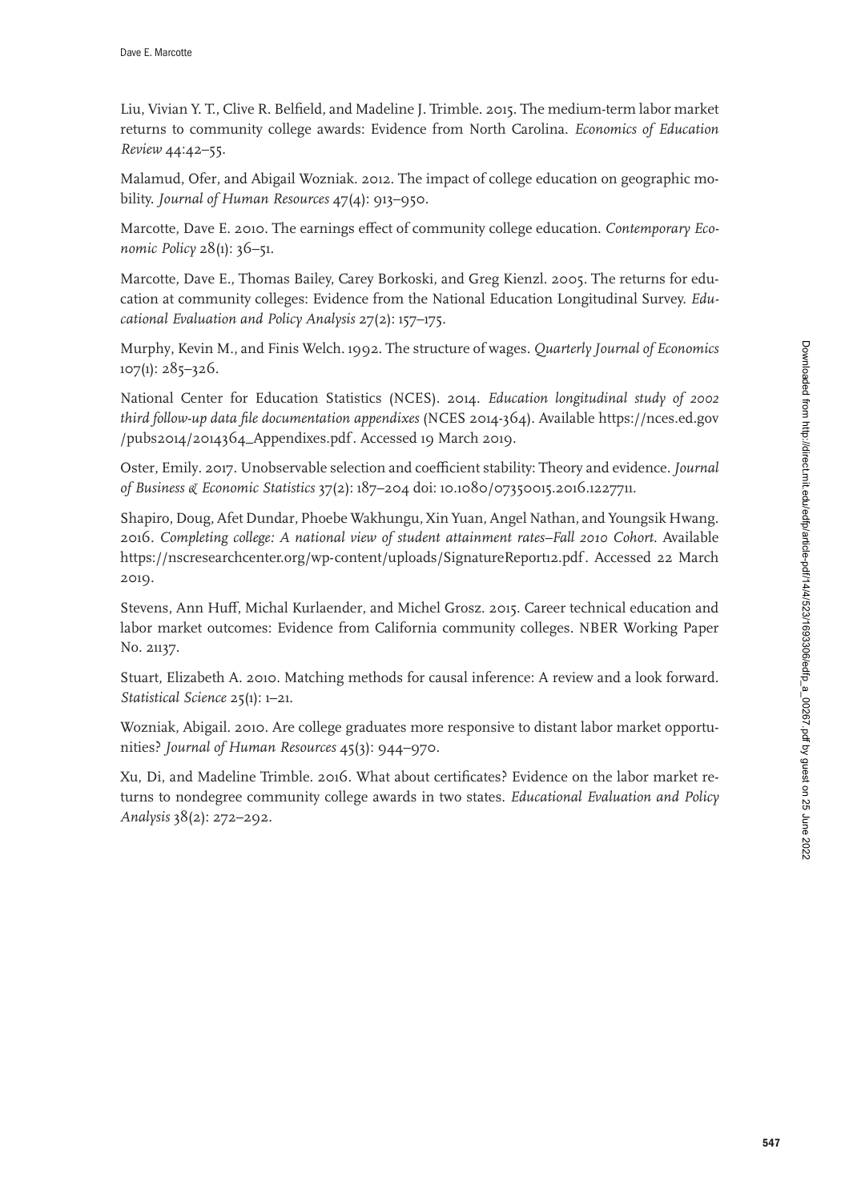Liu, Vivian Y. T., Clive R. Belfield, and Madeline J. Trimble. 2015. The medium-term labor market returns to community college awards: Evidence from North Carolina. *Economics of Education Review* 44:42–55.

Malamud, Ofer, and Abigail Wozniak. 2012. The impact of college education on geographic mobility. *Journal of Human Resources* 47(4): 913–950.

Marcotte, Dave E. 2010. The earnings effect of community college education. *Contemporary Economic Policy* 28(1): 36–51.

Marcotte, Dave E., Thomas Bailey, Carey Borkoski, and Greg Kienzl. 2005. The returns for education at community colleges: Evidence from the National Education Longitudinal Survey. *Educational Evaluation and Policy Analysis* 27(2): 157–175.

Murphy, Kevin M., and Finis Welch. 1992. The structure of wages. *Quarterly Journal of Economics* 107(1): 285–326.

National Center for Education Statistics (NCES). 2014. *Education longitudinal study of 2002 third follow-up data file documentation appendixes* (NCES 2014-364). Available https://nces.ed.gov/pubs2014/2014364_Appendixes.pdf. Accessed 19 March 2019.

Oster, Emily. 2017. Unobservable selection and coefficient stability: Theory and evidence. *Journal of Business & Economic Statistics* 37(2): 187–204 doi: 10.1080/07350015.2016.1227711.

Shapiro, Doug, Afet Dundar, Phoebe Wakhungu, Xin Yuan, Angel Nathan, and Youngsik Hwang. 2016. *Completing college: A national view of student attainment rates–Fall 2010 Cohort*. Available https://nscresearchcenter.org/wp-content/uploads/SignatureReport12.pdf. Accessed 22 March 2019.

Stevens, Ann Huff, Michal Kurlaender, and Michel Grosz. 2015. Career technical education and labor market outcomes: Evidence from California community colleges. NBER Working Paper No. 21137.

Stuart, Elizabeth A. 2010. Matching methods for causal inference: A review and a look forward. *Statistical Science* 25(1): 1–21.

Wozniak, Abigail. 2010. Are college graduates more responsive to distant labor market opportunities? *Journal of Human Resources* 45(3): 944–970.

Xu, Di, and Madeline Trimble. 2016. What about certificates? Evidence on the labor market returns to nondegree community college awards in two states. *Educational Evaluation and Policy Analysis* 38(2): 272–292.